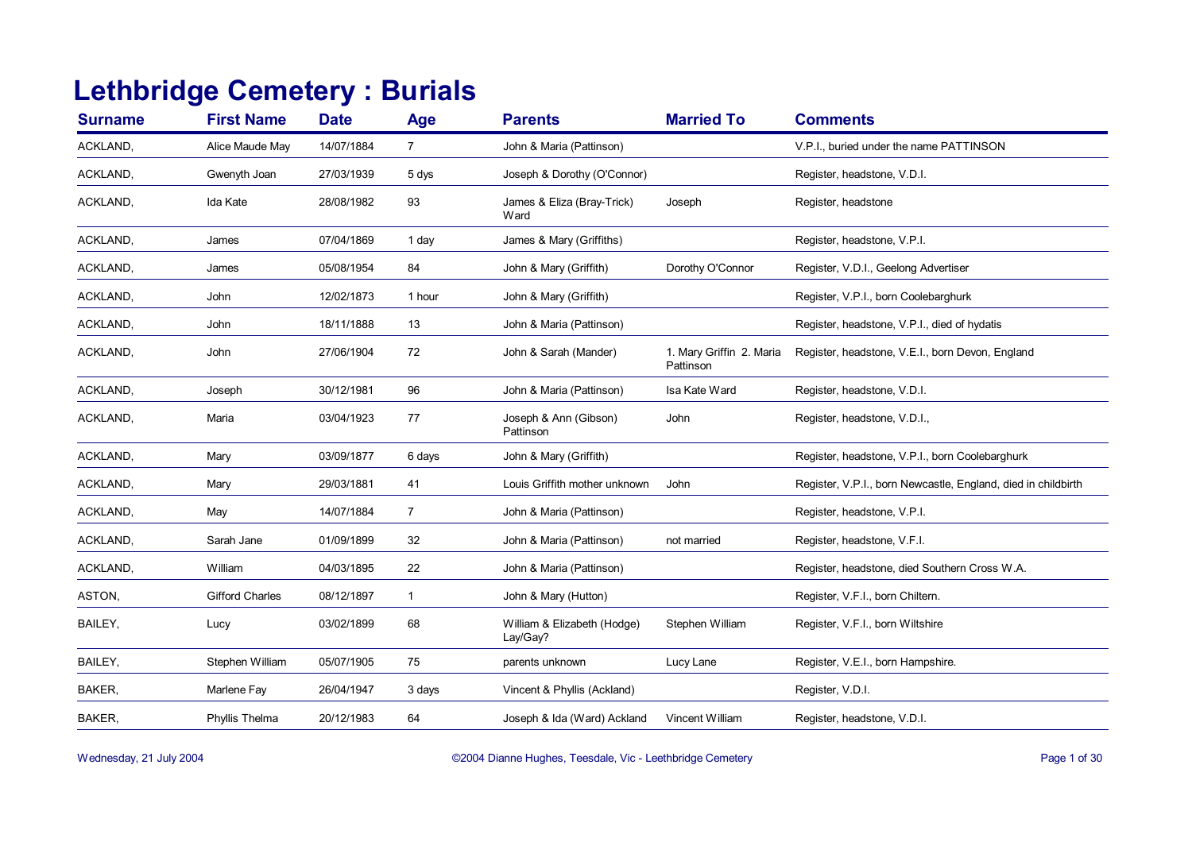# Lethbridge Cemetery : Burials

| Surname | First Name | Date | Age | Parents | Married To | Comments |
|---|---|---|---|---|---|---|
| ACKLAND, | Alice Maude May | 14/07/1884 | 7 | John & Maria (Pattinson) | | V.P.I., buried under the name PATTINSON |
| ACKLAND, | Gwenyth Joan | 27/03/1939 | 5 dys | Joseph & Dorothy (O'Connor) | | Register, headstone, V.D.I. |
| ACKLAND, | Ida Kate | 28/08/1982 | 93 | James & Eliza (Bray-Trick) Ward | Joseph | Register, headstone |
| ACKLAND, | James | 07/04/1869 | 1 day | James & Mary (Griffiths) | | Register, headstone, V.P.I. |
| ACKLAND, | James | 05/08/1954 | 84 | John & Mary (Griffith) | Dorothy O'Connor | Register, V.D.I., Geelong Advertiser |
| ACKLAND, | John | 12/02/1873 | 1 hour | John & Mary (Griffith) | | Register, V.P.I., born Coolebarghurk |
| ACKLAND, | John | 18/11/1888 | 13 | John & Maria (Pattinson) | | Register, headstone, V.P.I., died of hydatis |
| ACKLAND, | John | 27/06/1904 | 72 | John & Sarah (Mander) | 1. Mary Griffin 2. Maria Pattinson | Register, headstone, V.E.I., born Devon, England |
| ACKLAND, | Joseph | 30/12/1981 | 96 | John & Maria (Pattinson) | Isa Kate Ward | Register, headstone, V.D.I. |
| ACKLAND, | Maria | 03/04/1923 | 77 | Joseph & Ann (Gibson) Pattinson | John | Register, headstone, V.D.I., |
| ACKLAND, | Mary | 03/09/1877 | 6 days | John & Mary (Griffith) | | Register, headstone, V.P.I., born Coolebarghurk |
| ACKLAND, | Mary | 29/03/1881 | 41 | Louis Griffith mother unknown | John | Register, V.P.I., born Newcastle, England, died in childbirth |
| ACKLAND, | May | 14/07/1884 | 7 | John & Maria (Pattinson) | | Register, headstone, V.P.I. |
| ACKLAND, | Sarah Jane | 01/09/1899 | 32 | John & Maria (Pattinson) | not married | Register, headstone, V.F.I. |
| ACKLAND, | William | 04/03/1895 | 22 | John & Maria (Pattinson) | | Register, headstone, died Southern Cross W.A. |
| ASTON, | Gifford Charles | 08/12/1897 | 1 | John & Mary (Hutton) | | Register, V.F.I., born Chiltern. |
| BAILEY, | Lucy | 03/02/1899 | 68 | William & Elizabeth (Hodge) Lay/Gay? | Stephen William | Register, V.F.I., born Wiltshire |
| BAILEY, | Stephen William | 05/07/1905 | 75 | parents unknown | Lucy Lane | Register, V.E.I., born Hampshire. |
| BAKER, | Marlene Fay | 26/04/1947 | 3 days | Vincent & Phyllis (Ackland) | | Register, V.D.I. |
| BAKER, | Phyllis Thelma | 20/12/1983 | 64 | Joseph & Ida (Ward) Ackland | Vincent William | Register, headstone, V.D.I. |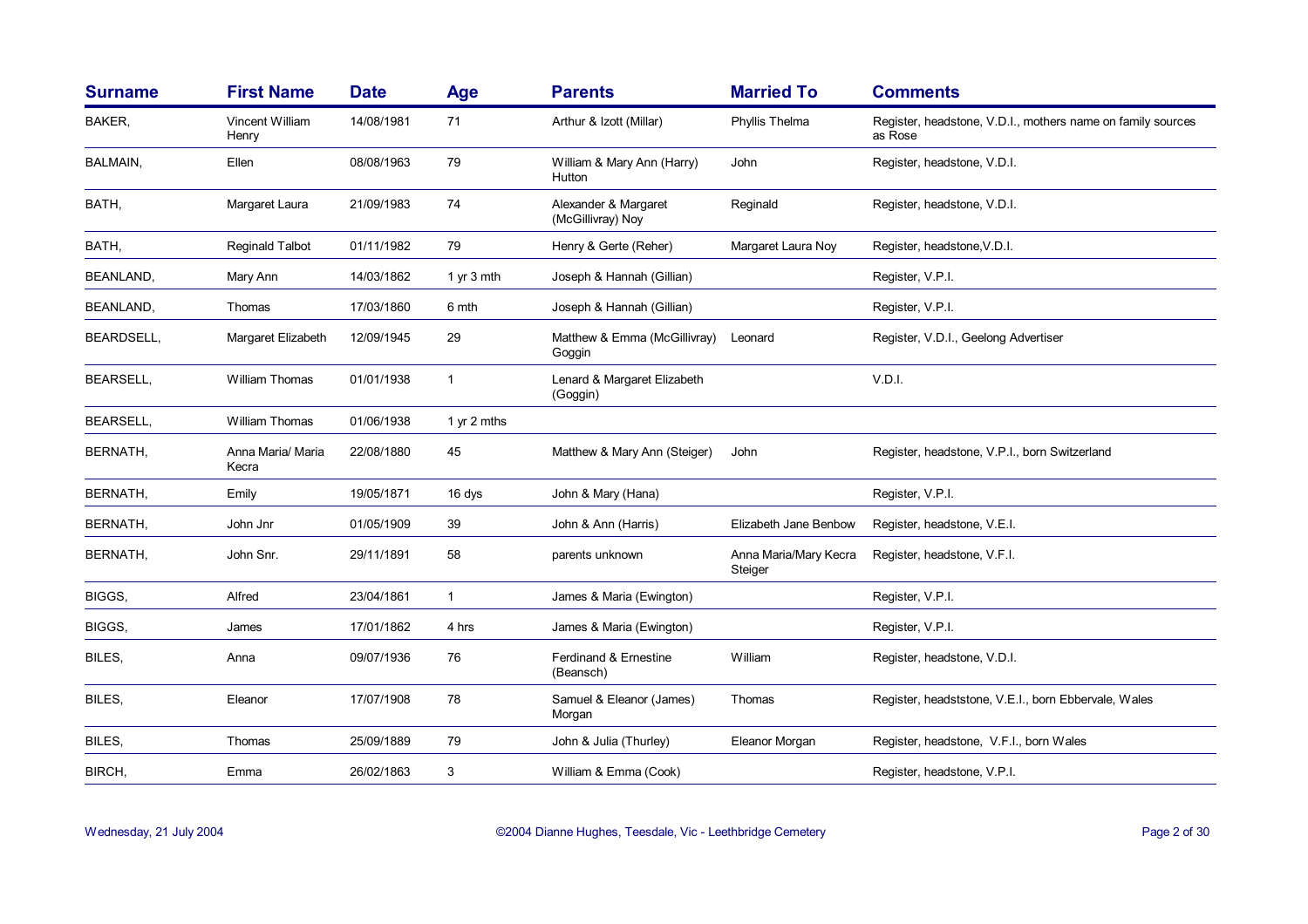| Surname | First Name | Date | Age | Parents | Married To | Comments |
|---|---|---|---|---|---|---|
| BAKER, | Vincent William Henry | 14/08/1981 | 71 | Arthur & Izott (Millar) | Phyllis Thelma | Register, headstone, V.D.I., mothers name on family sources as Rose |
| BALMAIN, | Ellen | 08/08/1963 | 79 | William & Mary Ann (Harry) Hutton | John | Register, headstone, V.D.I. |
| BATH, | Margaret Laura | 21/09/1983 | 74 | Alexander & Margaret (McGillivray) Noy | Reginald | Register, headstone, V.D.I. |
| BATH, | Reginald Talbot | 01/11/1982 | 79 | Henry & Gerte (Reher) | Margaret Laura Noy | Register, headstone,V.D.I. |
| BEANLAND, | Mary Ann | 14/03/1862 | 1 yr 3 mth | Joseph & Hannah (Gillian) | | Register, V.P.I. |
| BEANLAND, | Thomas | 17/03/1860 | 6 mth | Joseph & Hannah (Gillian) | | Register, V.P.I. |
| BEARDSELL, | Margaret Elizabeth | 12/09/1945 | 29 | Matthew & Emma (McGillivray) Goggin | Leonard | Register, V.D.I., Geelong Advertiser |
| BEARSELL, | William Thomas | 01/01/1938 | 1 | Lenard & Margaret Elizabeth (Goggin) | | V.D.I. |
| BEARSELL, | William Thomas | 01/06/1938 | 1 yr 2 mths | | | |
| BERNATH, | Anna Maria/ Maria Kecra | 22/08/1880 | 45 | Matthew & Mary Ann (Steiger) | John | Register, headstone, V.P.I., born Switzerland |
| BERNATH, | Emily | 19/05/1871 | 16 dys | John & Mary (Hana) | | Register, V.P.I. |
| BERNATH, | John Jnr | 01/05/1909 | 39 | John & Ann (Harris) | Elizabeth Jane Benbow | Register, headstone, V.E.I. |
| BERNATH, | John Snr. | 29/11/1891 | 58 | parents unknown | Anna Maria/Mary Kecra Steiger | Register, headstone, V.F.I. |
| BIGGS, | Alfred | 23/04/1861 | 1 | James & Maria (Ewington) | | Register, V.P.I. |
| BIGGS, | James | 17/01/1862 | 4 hrs | James & Maria (Ewington) | | Register, V.P.I. |
| BILES, | Anna | 09/07/1936 | 76 | Ferdinand & Ernestine (Beansch) | William | Register, headstone, V.D.I. |
| BILES, | Eleanor | 17/07/1908 | 78 | Samuel & Eleanor (James) Morgan | Thomas | Register, headststone, V.E.I., born Ebbervale, Wales |
| BILES, | Thomas | 25/09/1889 | 79 | John & Julia (Thurley) | Eleanor Morgan | Register, headstone, V.F.I., born Wales |
| BIRCH, | Emma | 26/02/1863 | 3 | William & Emma (Cook) | | Register, headstone, V.P.I. |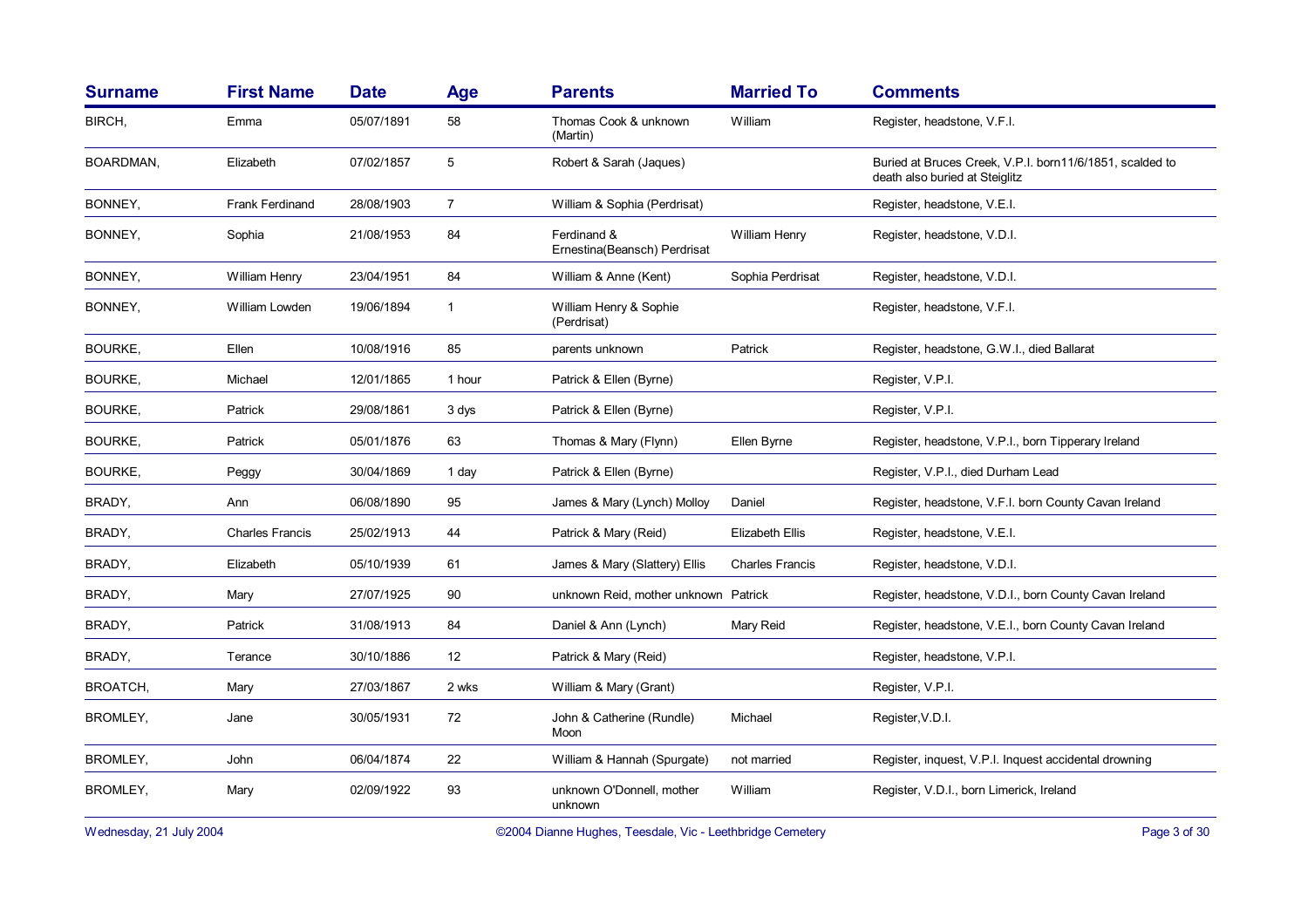| Surname | First Name | Date | Age | Parents | Married To | Comments |
|---|---|---|---|---|---|---|
| BIRCH, | Emma | 05/07/1891 | 58 | Thomas Cook & unknown (Martin) | William | Register, headstone, V.F.I. |
| BOARDMAN, | Elizabeth | 07/02/1857 | 5 | Robert & Sarah (Jaques) | | Buried at Bruces Creek, V.P.I. born11/6/1851, scalded to death also buried at Steiglitz |
| BONNEY, | Frank Ferdinand | 28/08/1903 | 7 | William & Sophia (Perdrisat) | | Register, headstone, V.E.I. |
| BONNEY, | Sophia | 21/08/1953 | 84 | Ferdinand & Ernestina(Beansch) Perdrisat | William Henry | Register, headstone, V.D.I. |
| BONNEY, | William Henry | 23/04/1951 | 84 | William & Anne (Kent) | Sophia Perdrisat | Register, headstone, V.D.I. |
| BONNEY, | William Lowden | 19/06/1894 | 1 | William Henry & Sophie (Perdrisat) | | Register, headstone, V.F.I. |
| BOURKE, | Ellen | 10/08/1916 | 85 | parents unknown | Patrick | Register, headstone, G.W.I., died Ballarat |
| BOURKE, | Michael | 12/01/1865 | 1 hour | Patrick & Ellen (Byrne) | | Register, V.P.I. |
| BOURKE, | Patrick | 29/08/1861 | 3 dys | Patrick & Ellen (Byrne) | | Register, V.P.I. |
| BOURKE, | Patrick | 05/01/1876 | 63 | Thomas & Mary (Flynn) | Ellen Byrne | Register, headstone, V.P.I., born Tipperary Ireland |
| BOURKE, | Peggy | 30/04/1869 | 1 day | Patrick & Ellen (Byrne) | | Register, V.P.I., died Durham Lead |
| BRADY, | Ann | 06/08/1890 | 95 | James & Mary (Lynch) Molloy | Daniel | Register, headstone, V.F.I. born County Cavan Ireland |
| BRADY, | Charles Francis | 25/02/1913 | 44 | Patrick & Mary (Reid) | Elizabeth Ellis | Register, headstone, V.E.I. |
| BRADY, | Elizabeth | 05/10/1939 | 61 | James & Mary (Slattery) Ellis | Charles Francis | Register, headstone, V.D.I. |
| BRADY, | Mary | 27/07/1925 | 90 | unknown Reid, mother unknown | Patrick | Register, headstone, V.D.I., born County Cavan Ireland |
| BRADY, | Patrick | 31/08/1913 | 84 | Daniel & Ann (Lynch) | Mary Reid | Register, headstone, V.E.I., born County Cavan Ireland |
| BRADY, | Terance | 30/10/1886 | 12 | Patrick & Mary (Reid) | | Register, headstone, V.P.I. |
| BROATCH, | Mary | 27/03/1867 | 2 wks | William & Mary (Grant) | | Register, V.P.I. |
| BROMLEY, | Jane | 30/05/1931 | 72 | John & Catherine (Rundle) Moon | Michael | Register,V.D.I. |
| BROMLEY, | John | 06/04/1874 | 22 | William & Hannah (Spurgate) | not married | Register, inquest, V.P.I. Inquest accidental drowning |
| BROMLEY, | Mary | 02/09/1922 | 93 | unknown O'Donnell, mother unknown | William | Register, V.D.I., born Limerick, Ireland |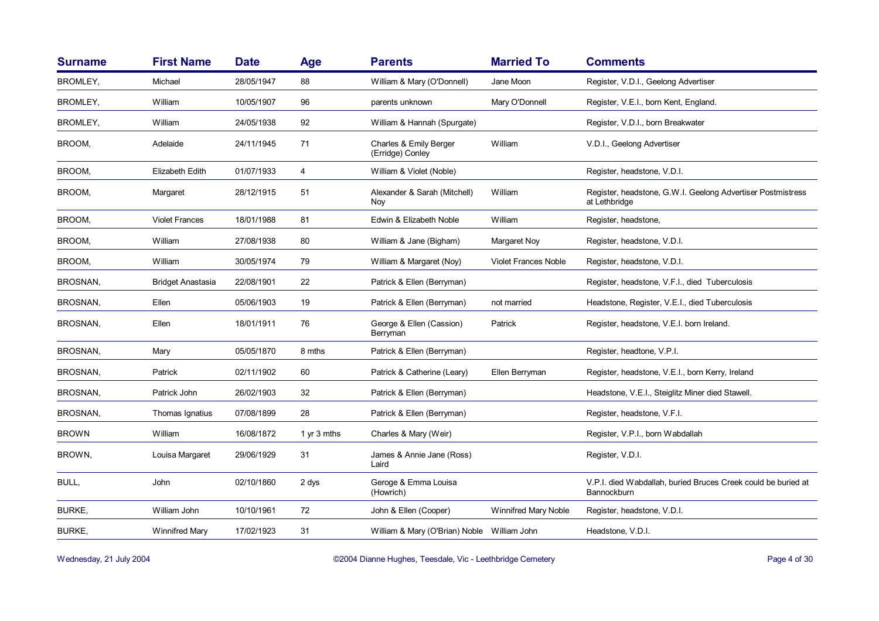| Surname | First Name | Date | Age | Parents | Married To | Comments |
|---|---|---|---|---|---|---|
| BROMLEY, | Michael | 28/05/1947 | 88 | William & Mary (O'Donnell) | Jane Moon | Register, V.D.I., Geelong Advertiser |
| BROMLEY, | William | 10/05/1907 | 96 | parents unknown | Mary O'Donnell | Register, V.E.I., born Kent, England. |
| BROMLEY, | William | 24/05/1938 | 92 | William & Hannah (Spurgate) | | Register, V.D.I., born Breakwater |
| BROOM, | Adelaide | 24/11/1945 | 71 | Charles & Emily Berger (Erridge) Conley | William | V.D.I., Geelong Advertiser |
| BROOM, | Elizabeth Edith | 01/07/1933 | 4 | William & Violet (Noble) | | Register, headstone, V.D.I. |
| BROOM, | Margaret | 28/12/1915 | 51 | Alexander & Sarah (Mitchell) Noy | William | Register, headstone, G.W.I. Geelong Advertiser Postmistress at Lethbridge |
| BROOM, | Violet Frances | 18/01/1988 | 81 | Edwin & Elizabeth Noble | William | Register, headstone, |
| BROOM, | William | 27/08/1938 | 80 | William & Jane (Bigham) | Margaret Noy | Register, headstone, V.D.I. |
| BROOM, | William | 30/05/1974 | 79 | William & Margaret (Noy) | Violet Frances Noble | Register, headstone, V.D.I. |
| BROSNAN, | Bridget Anastasia | 22/08/1901 | 22 | Patrick & Ellen (Berryman) | | Register, headstone, V.F.I., died Tuberculosis |
| BROSNAN, | Ellen | 05/06/1903 | 19 | Patrick & Ellen (Berryman) | not married | Headstone, Register, V.E.I., died Tuberculosis |
| BROSNAN, | Ellen | 18/01/1911 | 76 | George & Ellen (Cassion) Berryman | Patrick | Register, headstone, V.E.I. born Ireland. |
| BROSNAN, | Mary | 05/05/1870 | 8 mths | Patrick & Ellen (Berryman) | | Register, headtone, V.P.I. |
| BROSNAN, | Patrick | 02/11/1902 | 60 | Patrick & Catherine (Leary) | Ellen Berryman | Register, headstone, V.E.I., born Kerry, Ireland |
| BROSNAN, | Patrick John | 26/02/1903 | 32 | Patrick & Ellen (Berryman) | | Headstone, V.E.I., Steiglitz Miner died Stawell. |
| BROSNAN, | Thomas Ignatius | 07/08/1899 | 28 | Patrick & Ellen (Berryman) | | Register, headstone, V.F.I. |
| BROWN | William | 16/08/1872 | 1 yr 3 mths | Charles & Mary (Weir) | | Register, V.P.I., born Wabdallah |
| BROWN, | Louisa Margaret | 29/06/1929 | 31 | James & Annie Jane (Ross) Laird | | Register, V.D.I. |
| BULL, | John | 02/10/1860 | 2 dys | Geroge & Emma Louisa (Howrich) | | V.P.I. died Wabdallah, buried Bruces Creek could be buried at Bannockburn |
| BURKE, | William John | 10/10/1961 | 72 | John & Ellen (Cooper) | Winnifred Mary Noble | Register, headstone, V.D.I. |
| BURKE, | Winnifred Mary | 17/02/1923 | 31 | William & Mary (O'Brian) Noble | William John | Headstone, V.D.I. |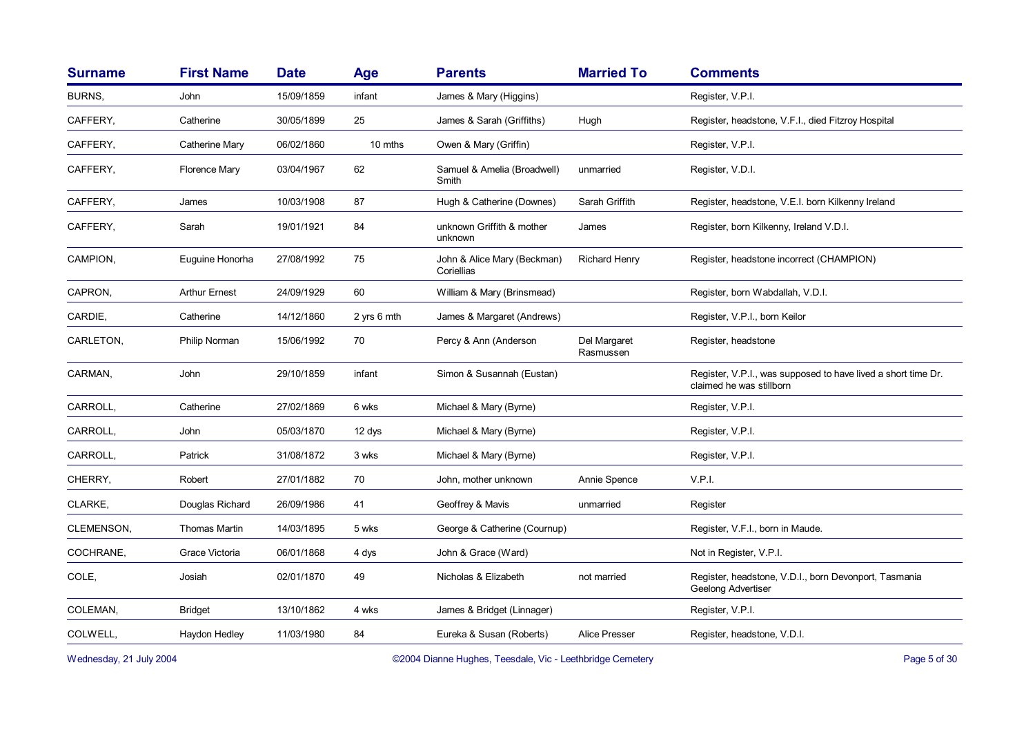| Surname | First Name | Date | Age | Parents | Married To | Comments |
|---|---|---|---|---|---|---|
| BURNS, | John | 15/09/1859 | infant | James & Mary (Higgins) | | Register, V.P.I. |
| CAFFERY, | Catherine | 30/05/1899 | 25 | James & Sarah (Griffiths) | Hugh | Register, headstone, V.F.I., died Fitzroy Hospital |
| CAFFERY, | Catherine Mary | 06/02/1860 | 10 mths | Owen & Mary (Griffin) | | Register, V.P.I. |
| CAFFERY, | Florence Mary | 03/04/1967 | 62 | Samuel & Amelia (Broadwell) Smith | unmarried | Register, V.D.I. |
| CAFFERY, | James | 10/03/1908 | 87 | Hugh & Catherine (Downes) | Sarah Griffith | Register, headstone, V.E.I. born Kilkenny Ireland |
| CAFFERY, | Sarah | 19/01/1921 | 84 | unknown Griffith & mother unknown | James | Register, born Kilkenny, Ireland V.D.I. |
| CAMPION, | Euguine Honorha | 27/08/1992 | 75 | John & Alice Mary (Beckman) Coriellias | Richard Henry | Register, headstone incorrect (CHAMPION) |
| CAPRON, | Arthur Ernest | 24/09/1929 | 60 | William & Mary (Brinsmead) | | Register, born Wabdallah, V.D.I. |
| CARDIE, | Catherine | 14/12/1860 | 2 yrs 6 mth | James & Margaret (Andrews) | | Register, V.P.I., born Keilor |
| CARLETON, | Philip Norman | 15/06/1992 | 70 | Percy & Ann (Anderson | Del Margaret Rasmussen | Register, headstone |
| CARMAN, | John | 29/10/1859 | infant | Simon & Susannah (Eustan) | | Register, V.P.I., was supposed to have lived a short time Dr. claimed he was stillborn |
| CARROLL, | Catherine | 27/02/1869 | 6 wks | Michael & Mary (Byrne) | | Register, V.P.I. |
| CARROLL, | John | 05/03/1870 | 12 dys | Michael & Mary (Byrne) | | Register, V.P.I. |
| CARROLL, | Patrick | 31/08/1872 | 3 wks | Michael & Mary (Byrne) | | Register, V.P.I. |
| CHERRY, | Robert | 27/01/1882 | 70 | John, mother unknown | Annie Spence | V.P.I. |
| CLARKE, | Douglas Richard | 26/09/1986 | 41 | Geoffrey & Mavis | unmarried | Register |
| CLEMENSON, | Thomas Martin | 14/03/1895 | 5 wks | George & Catherine (Cournup) | | Register, V.F.I., born in Maude. |
| COCHRANE, | Grace Victoria | 06/01/1868 | 4 dys | John & Grace (Ward) | | Not in Register, V.P.I. |
| COLE, | Josiah | 02/01/1870 | 49 | Nicholas & Elizabeth | not married | Register, headstone, V.D.I., born Devonport, Tasmania Geelong Advertiser |
| COLEMAN, | Bridget | 13/10/1862 | 4 wks | James & Bridget (Linnager) | | Register, V.P.I. |
| COLWELL, | Haydon Hedley | 11/03/1980 | 84 | Eureka & Susan (Roberts) | Alice Presser | Register, headstone, V.D.I. |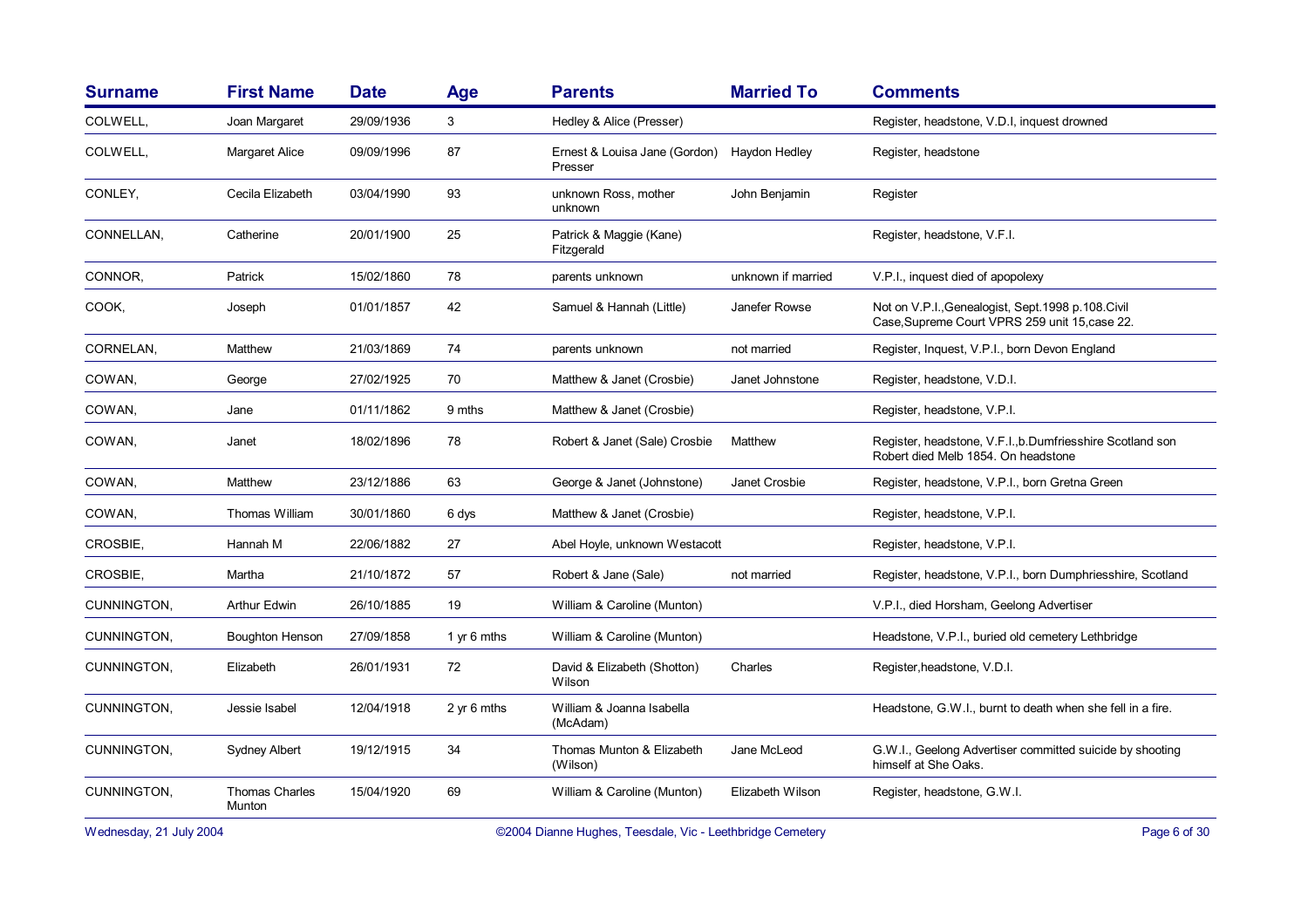| Surname | First Name | Date | Age | Parents | Married To | Comments |
|---|---|---|---|---|---|---|
| COLWELL, | Joan Margaret | 29/09/1936 | 3 | Hedley & Alice (Presser) | | Register, headstone, V.D.I, inquest drowned |
| COLWELL, | Margaret Alice | 09/09/1996 | 87 | Ernest & Louisa Jane (Gordon) Presser | Haydon Hedley | Register, headstone |
| CONLEY, | Cecila Elizabeth | 03/04/1990 | 93 | unknown Ross, mother unknown | John Benjamin | Register |
| CONNELLAN, | Catherine | 20/01/1900 | 25 | Patrick & Maggie (Kane) Fitzgerald | | Register, headstone, V.F.I. |
| CONNOR, | Patrick | 15/02/1860 | 78 | parents unknown | unknown if married | V.P.I., inquest died of apopolexy |
| COOK, | Joseph | 01/01/1857 | 42 | Samuel & Hannah (Little) | Janefer Rowse | Not on V.P.I.,Genealogist, Sept.1998 p.108.Civil Case,Supreme Court VPRS 259 unit 15,case 22. |
| CORNELAN, | Matthew | 21/03/1869 | 74 | parents unknown | not married | Register, Inquest, V.P.I., born Devon England |
| COWAN, | George | 27/02/1925 | 70 | Matthew & Janet (Crosbie) | Janet Johnstone | Register, headstone, V.D.I. |
| COWAN, | Jane | 01/11/1862 | 9 mths | Matthew & Janet (Crosbie) | | Register, headstone, V.P.I. |
| COWAN, | Janet | 18/02/1896 | 78 | Robert & Janet (Sale) Crosbie | Matthew | Register, headstone, V.F.I.,b.Dumfriesshire Scotland son Robert died Melb 1854. On headstone |
| COWAN, | Matthew | 23/12/1886 | 63 | George & Janet (Johnstone) | Janet Crosbie | Register, headstone, V.P.I., born Gretna Green |
| COWAN, | Thomas William | 30/01/1860 | 6 dys | Matthew & Janet (Crosbie) | | Register, headstone, V.P.I. |
| CROSBIE, | Hannah M | 22/06/1882 | 27 | Abel Hoyle, unknown Westacott | | Register, headstone, V.P.I. |
| CROSBIE, | Martha | 21/10/1872 | 57 | Robert & Jane (Sale) | not married | Register, headstone, V.P.I., born Dumphriesshire, Scotland |
| CUNNINGTON, | Arthur Edwin | 26/10/1885 | 19 | William & Caroline (Munton) | | V.P.I., died Horsham, Geelong Advertiser |
| CUNNINGTON, | Boughton Henson | 27/09/1858 | 1 yr 6 mths | William & Caroline (Munton) | | Headstone, V.P.I., buried old cemetery Lethbridge |
| CUNNINGTON, | Elizabeth | 26/01/1931 | 72 | David & Elizabeth (Shotton) Wilson | Charles | Register,headstone, V.D.I. |
| CUNNINGTON, | Jessie Isabel | 12/04/1918 | 2 yr 6 mths | William & Joanna Isabella (McAdam) | | Headstone, G.W.I., burnt to death when she fell in a fire. |
| CUNNINGTON, | Sydney Albert | 19/12/1915 | 34 | Thomas Munton & Elizabeth (Wilson) | Jane McLeod | G.W.I., Geelong Advertiser committed suicide by shooting himself at She Oaks. |
| CUNNINGTON, | Thomas Charles Munton | 15/04/1920 | 69 | William & Caroline (Munton) | Elizabeth Wilson | Register, headstone, G.W.I. |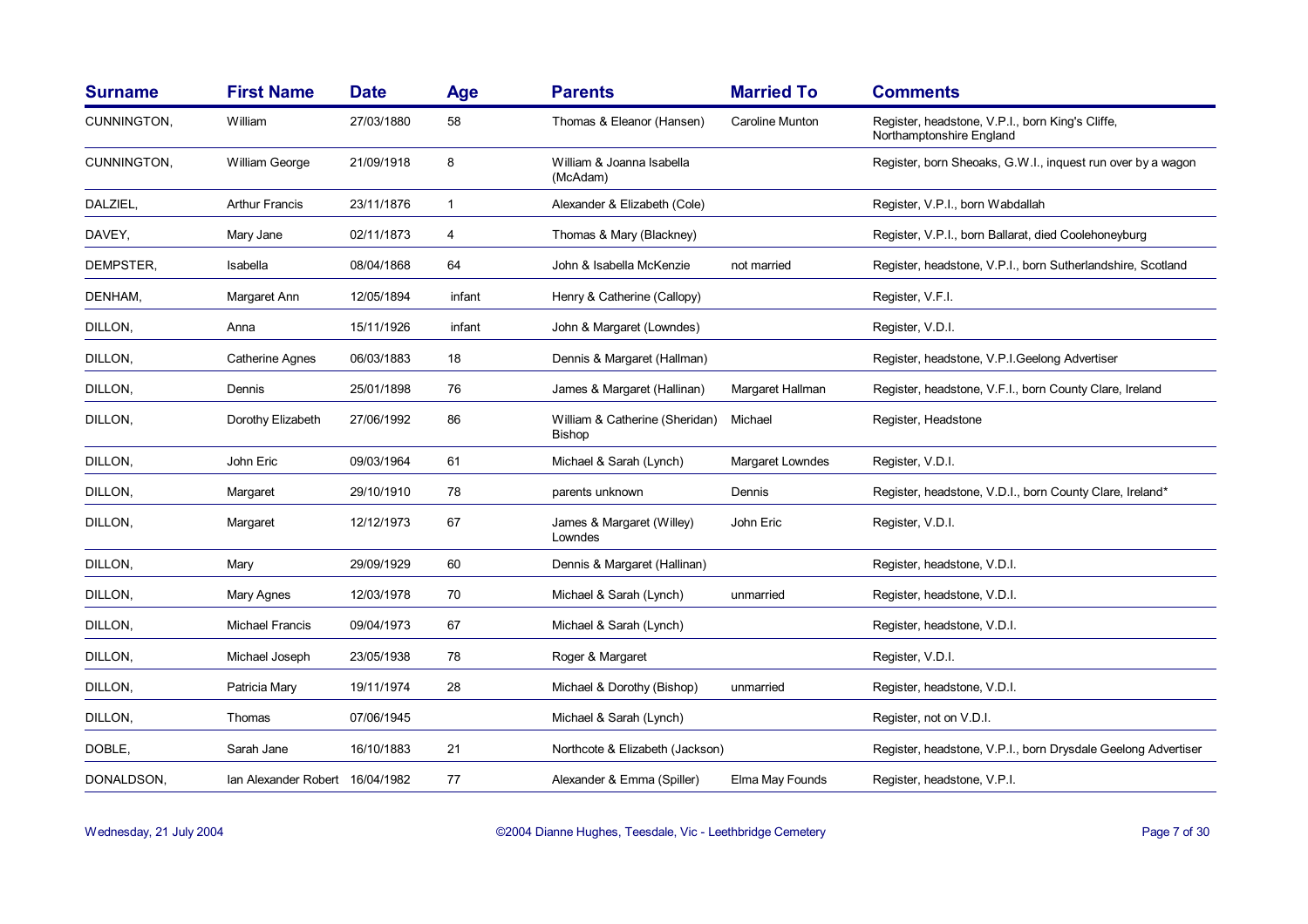| Surname | First Name | Date | Age | Parents | Married To | Comments |
|---|---|---|---|---|---|---|
| CUNNINGTON, | William | 27/03/1880 | 58 | Thomas & Eleanor (Hansen) | Caroline Munton | Register, headstone, V.P.I., born King's Cliffe, Northamptonshire England |
| CUNNINGTON, | William George | 21/09/1918 | 8 | William & Joanna Isabella (McAdam) | | Register, born Sheoaks, G.W.I., inquest run over by a wagon |
| DALZIEL, | Arthur Francis | 23/11/1876 | 1 | Alexander & Elizabeth (Cole) | | Register, V.P.I., born Wabdallah |
| DAVEY, | Mary Jane | 02/11/1873 | 4 | Thomas & Mary (Blackney) | | Register, V.P.I., born Ballarat, died Coolehoneyburg |
| DEMPSTER, | Isabella | 08/04/1868 | 64 | John & Isabella McKenzie | not married | Register, headstone, V.P.I., born Sutherlandshire, Scotland |
| DENHAM, | Margaret Ann | 12/05/1894 | infant | Henry & Catherine (Callopy) | | Register, V.F.I. |
| DILLON, | Anna | 15/11/1926 | infant | John & Margaret (Lowndes) | | Register, V.D.I. |
| DILLON, | Catherine Agnes | 06/03/1883 | 18 | Dennis & Margaret (Hallman) | | Register, headstone, V.P.I.Geelong Advertiser |
| DILLON, | Dennis | 25/01/1898 | 76 | James & Margaret (Hallinan) | Margaret Hallman | Register, headstone, V.F.I., born County Clare, Ireland |
| DILLON, | Dorothy Elizabeth | 27/06/1992 | 86 | William & Catherine (Sheridan) Bishop | Michael | Register, Headstone |
| DILLON, | John Eric | 09/03/1964 | 61 | Michael & Sarah (Lynch) | Margaret Lowndes | Register, V.D.I. |
| DILLON, | Margaret | 29/10/1910 | 78 | parents unknown | Dennis | Register, headstone, V.D.I., born County Clare, Ireland* |
| DILLON, | Margaret | 12/12/1973 | 67 | James & Margaret (Willey) Lowndes | John Eric | Register, V.D.I. |
| DILLON, | Mary | 29/09/1929 | 60 | Dennis & Margaret (Hallinan) | | Register, headstone, V.D.I. |
| DILLON, | Mary Agnes | 12/03/1978 | 70 | Michael & Sarah (Lynch) | unmarried | Register, headstone, V.D.I. |
| DILLON, | Michael Francis | 09/04/1973 | 67 | Michael & Sarah (Lynch) | | Register, headstone, V.D.I. |
| DILLON, | Michael Joseph | 23/05/1938 | 78 | Roger & Margaret | | Register, V.D.I. |
| DILLON, | Patricia Mary | 19/11/1974 | 28 | Michael & Dorothy (Bishop) | unmarried | Register, headstone, V.D.I. |
| DILLON, | Thomas | 07/06/1945 | | Michael & Sarah (Lynch) | | Register, not on V.D.I. |
| DOBLE, | Sarah Jane | 16/10/1883 | 21 | Northcote & Elizabeth (Jackson) | | Register, headstone, V.P.I., born Drysdale Geelong Advertiser |
| DONALDSON, | Ian Alexander Robert | 16/04/1982 | 77 | Alexander & Emma (Spiller) | Elma May Founds | Register, headstone, V.P.I. |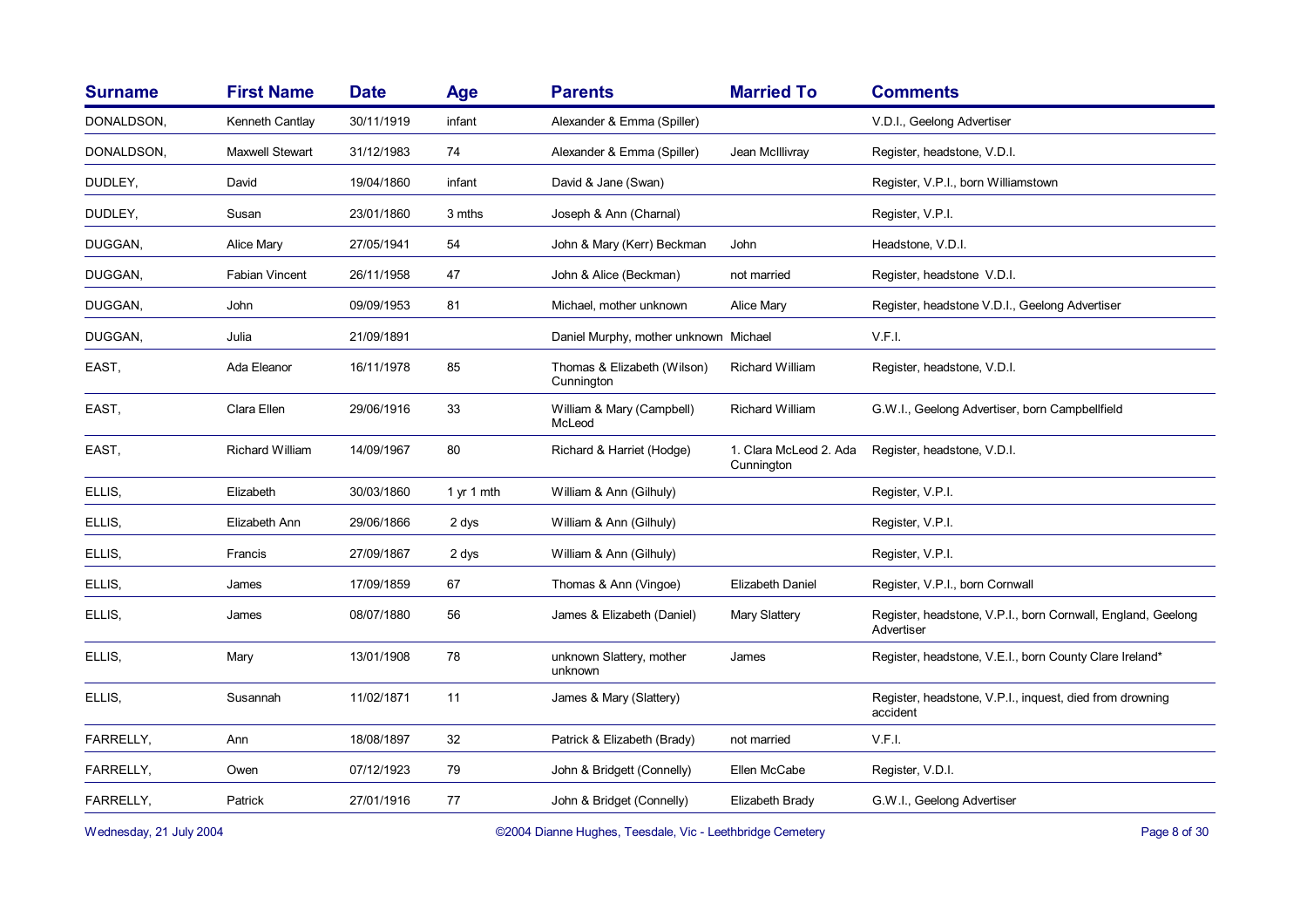| Surname | First Name | Date | Age | Parents | Married To | Comments |
|---|---|---|---|---|---|---|
| DONALDSON, | Kenneth Cantlay | 30/11/1919 | infant | Alexander & Emma (Spiller) | | V.D.I., Geelong Advertiser |
| DONALDSON, | Maxwell Stewart | 31/12/1983 | 74 | Alexander & Emma (Spiller) | Jean McIllivray | Register, headstone, V.D.I. |
| DUDLEY, | David | 19/04/1860 | infant | David & Jane (Swan) | | Register, V.P.I., born Williamstown |
| DUDLEY, | Susan | 23/01/1860 | 3 mths | Joseph & Ann (Charnal) | | Register, V.P.I. |
| DUGGAN, | Alice Mary | 27/05/1941 | 54 | John & Mary (Kerr) Beckman | John | Headstone, V.D.I. |
| DUGGAN, | Fabian Vincent | 26/11/1958 | 47 | John & Alice (Beckman) | not married | Register, headstone V.D.I. |
| DUGGAN, | John | 09/09/1953 | 81 | Michael, mother unknown | Alice Mary | Register, headstone V.D.I., Geelong Advertiser |
| DUGGAN, | Julia | 21/09/1891 | | Daniel Murphy, mother unknown | Michael | V.F.I. |
| EAST, | Ada Eleanor | 16/11/1978 | 85 | Thomas & Elizabeth (Wilson) Cunnington | Richard William | Register, headstone, V.D.I. |
| EAST, | Clara Ellen | 29/06/1916 | 33 | William & Mary (Campbell) McLeod | Richard William | G.W.I., Geelong Advertiser, born Campbellfield |
| EAST, | Richard William | 14/09/1967 | 80 | Richard & Harriet (Hodge) | 1. Clara McLeod 2. Ada Cunnington | Register, headstone, V.D.I. |
| ELLIS, | Elizabeth | 30/03/1860 | 1 yr 1 mth | William & Ann (Gilhuly) | | Register, V.P.I. |
| ELLIS, | Elizabeth Ann | 29/06/1866 | 2 dys | William & Ann (Gilhuly) | | Register, V.P.I. |
| ELLIS, | Francis | 27/09/1867 | 2 dys | William & Ann (Gilhuly) | | Register, V.P.I. |
| ELLIS, | James | 17/09/1859 | 67 | Thomas & Ann (Vingoe) | Elizabeth Daniel | Register, V.P.I., born Cornwall |
| ELLIS, | James | 08/07/1880 | 56 | James & Elizabeth (Daniel) | Mary Slattery | Register, headstone, V.P.I., born Cornwall, England, Geelong Advertiser |
| ELLIS, | Mary | 13/01/1908 | 78 | unknown Slattery, mother unknown | James | Register, headstone, V.E.I., born County Clare Ireland* |
| ELLIS, | Susannah | 11/02/1871 | 11 | James & Mary (Slattery) | | Register, headstone, V.P.I., inquest, died from drowning accident |
| FARRELLY, | Ann | 18/08/1897 | 32 | Patrick & Elizabeth (Brady) | not married | V.F.I. |
| FARRELLY, | Owen | 07/12/1923 | 79 | John & Bridgett (Connelly) | Ellen McCabe | Register, V.D.I. |
| FARRELLY, | Patrick | 27/01/1916 | 77 | John & Bridget (Connelly) | Elizabeth Brady | G.W.I., Geelong Advertiser |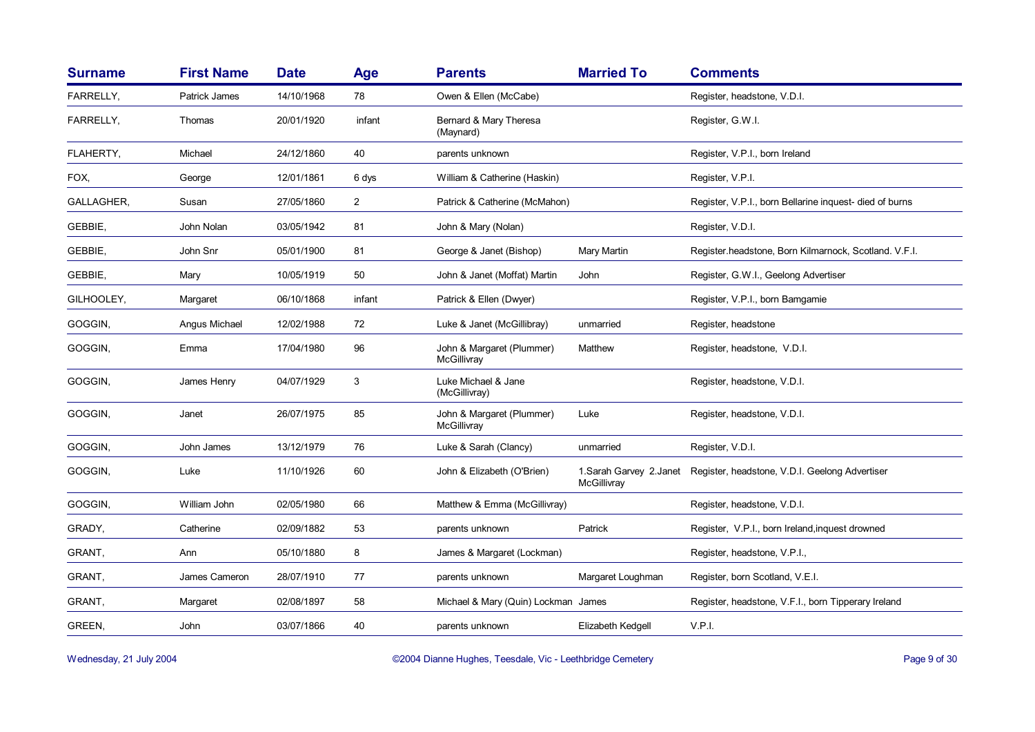| Surname | First Name | Date | Age | Parents | Married To | Comments |
|---|---|---|---|---|---|---|
| FARRELLY, | Patrick James | 14/10/1968 | 78 | Owen & Ellen (McCabe) | | Register, headstone, V.D.I. |
| FARRELLY, | Thomas | 20/01/1920 | infant | Bernard & Mary Theresa (Maynard) | | Register, G.W.I. |
| FLAHERTY, | Michael | 24/12/1860 | 40 | parents unknown | | Register, V.P.I., born Ireland |
| FOX, | George | 12/01/1861 | 6 dys | William & Catherine (Haskin) | | Register, V.P.I. |
| GALLAGHER, | Susan | 27/05/1860 | 2 | Patrick & Catherine (McMahon) | | Register, V.P.I., born Bellarine inquest- died of burns |
| GEBBIE, | John Nolan | 03/05/1942 | 81 | John & Mary (Nolan) | | Register, V.D.I. |
| GEBBIE, | John Snr | 05/01/1900 | 81 | George & Janet (Bishop) | Mary Martin | Register.headstone, Born Kilmarnock, Scotland. V.F.I. |
| GEBBIE, | Mary | 10/05/1919 | 50 | John & Janet (Moffat) Martin | John | Register, G.W.I., Geelong Advertiser |
| GILHOOLEY, | Margaret | 06/10/1868 | infant | Patrick & Ellen (Dwyer) | | Register, V.P.I., born Bamgamie |
| GOGGIN, | Angus Michael | 12/02/1988 | 72 | Luke & Janet (McGillibray) | unmarried | Register, headstone |
| GOGGIN, | Emma | 17/04/1980 | 96 | John & Margaret (Plummer) McGillivray | Matthew | Register, headstone, V.D.I. |
| GOGGIN, | James Henry | 04/07/1929 | 3 | Luke Michael & Jane (McGillivray) | | Register, headstone, V.D.I. |
| GOGGIN, | Janet | 26/07/1975 | 85 | John & Margaret (Plummer) McGillivray | Luke | Register, headstone, V.D.I. |
| GOGGIN, | John James | 13/12/1979 | 76 | Luke & Sarah (Clancy) | unmarried | Register, V.D.I. |
| GOGGIN, | Luke | 11/10/1926 | 60 | John & Elizabeth (O'Brien) | 1.Sarah Garvey 2.Janet McGillivray | Register, headstone, V.D.I. Geelong Advertiser |
| GOGGIN, | William John | 02/05/1980 | 66 | Matthew & Emma (McGillivray) | | Register, headstone, V.D.I. |
| GRADY, | Catherine | 02/09/1882 | 53 | parents unknown | Patrick | Register, V.P.I., born Ireland,inquest drowned |
| GRANT, | Ann | 05/10/1880 | 8 | James & Margaret (Lockman) | | Register, headstone, V.P.I., |
| GRANT, | James Cameron | 28/07/1910 | 77 | parents unknown | Margaret Loughman | Register, born Scotland, V.E.I. |
| GRANT, | Margaret | 02/08/1897 | 58 | Michael & Mary (Quin) Lockman | James | Register, headstone, V.F.I., born Tipperary Ireland |
| GREEN, | John | 03/07/1866 | 40 | parents unknown | Elizabeth Kedgell | V.P.I. |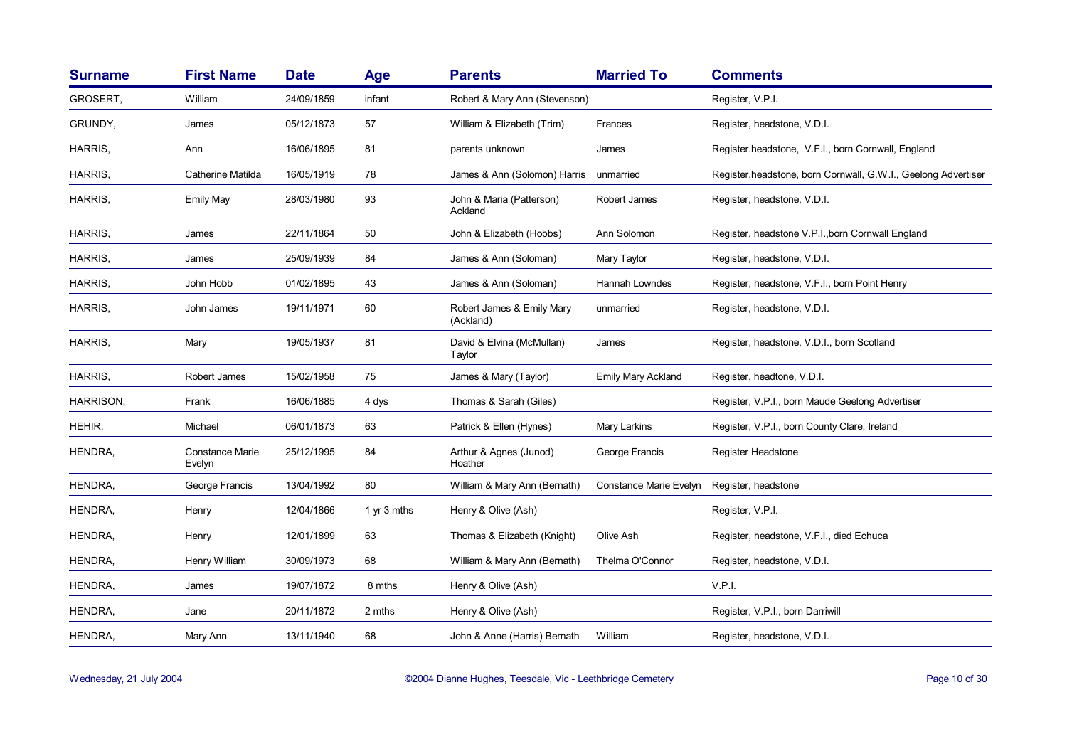| Surname | First Name | Date | Age | Parents | Married To | Comments |
|---|---|---|---|---|---|---|
| GROSERT, | William | 24/09/1859 | infant | Robert & Mary Ann (Stevenson) | | Register, V.P.I. |
| GRUNDY, | James | 05/12/1873 | 57 | William & Elizabeth (Trim) | Frances | Register, headstone, V.D.I. |
| HARRIS, | Ann | 16/06/1895 | 81 | parents unknown | James | Register.headstone, V.F.I., born Cornwall, England |
| HARRIS, | Catherine Matilda | 16/05/1919 | 78 | James & Ann (Solomon) Harris | unmarried | Register,headstone, born Cornwall, G.W.I., Geelong Advertiser |
| HARRIS, | Emily May | 28/03/1980 | 93 | John & Maria (Patterson) Ackland | Robert James | Register, headstone, V.D.I. |
| HARRIS, | James | 22/11/1864 | 50 | John & Elizabeth (Hobbs) | Ann Solomon | Register, headstone V.P.I.,born Cornwall England |
| HARRIS, | James | 25/09/1939 | 84 | James & Ann (Soloman) | Mary Taylor | Register, headstone, V.D.I. |
| HARRIS, | John Hobb | 01/02/1895 | 43 | James & Ann (Soloman) | Hannah Lowndes | Register, headstone, V.F.I., born Point Henry |
| HARRIS, | John James | 19/11/1971 | 60 | Robert James & Emily Mary (Ackland) | unmarried | Register, headstone, V.D.I. |
| HARRIS, | Mary | 19/05/1937 | 81 | David & Elvina (McMullan) Taylor | James | Register, headstone, V.D.I., born Scotland |
| HARRIS, | Robert James | 15/02/1958 | 75 | James & Mary (Taylor) | Emily Mary Ackland | Register, headtone, V.D.I. |
| HARRISON, | Frank | 16/06/1885 | 4 dys | Thomas & Sarah (Giles) | | Register, V.P.I., born Maude Geelong Advertiser |
| HEHIR, | Michael | 06/01/1873 | 63 | Patrick & Ellen (Hynes) | Mary Larkins | Register, V.P.I., born County Clare, Ireland |
| HENDRA, | Constance Marie Evelyn | 25/12/1995 | 84 | Arthur & Agnes (Junod) Hoather | George Francis | Register Headstone |
| HENDRA, | George Francis | 13/04/1992 | 80 | William & Mary Ann (Bernath) | Constance Marie Evelyn | Register, headstone |
| HENDRA, | Henry | 12/04/1866 | 1 yr 3 mths | Henry & Olive (Ash) | | Register, V.P.I. |
| HENDRA, | Henry | 12/01/1899 | 63 | Thomas & Elizabeth (Knight) | Olive Ash | Register, headstone, V.F.I., died Echuca |
| HENDRA, | Henry William | 30/09/1973 | 68 | William & Mary Ann (Bernath) | Thelma O'Connor | Register, headstone, V.D.I. |
| HENDRA, | James | 19/07/1872 | 8 mths | Henry & Olive (Ash) | | V.P.I. |
| HENDRA, | Jane | 20/11/1872 | 2 mths | Henry & Olive (Ash) | | Register, V.P.I., born Darriwill |
| HENDRA, | Mary Ann | 13/11/1940 | 68 | John & Anne (Harris) Bernath | William | Register, headstone, V.D.I. |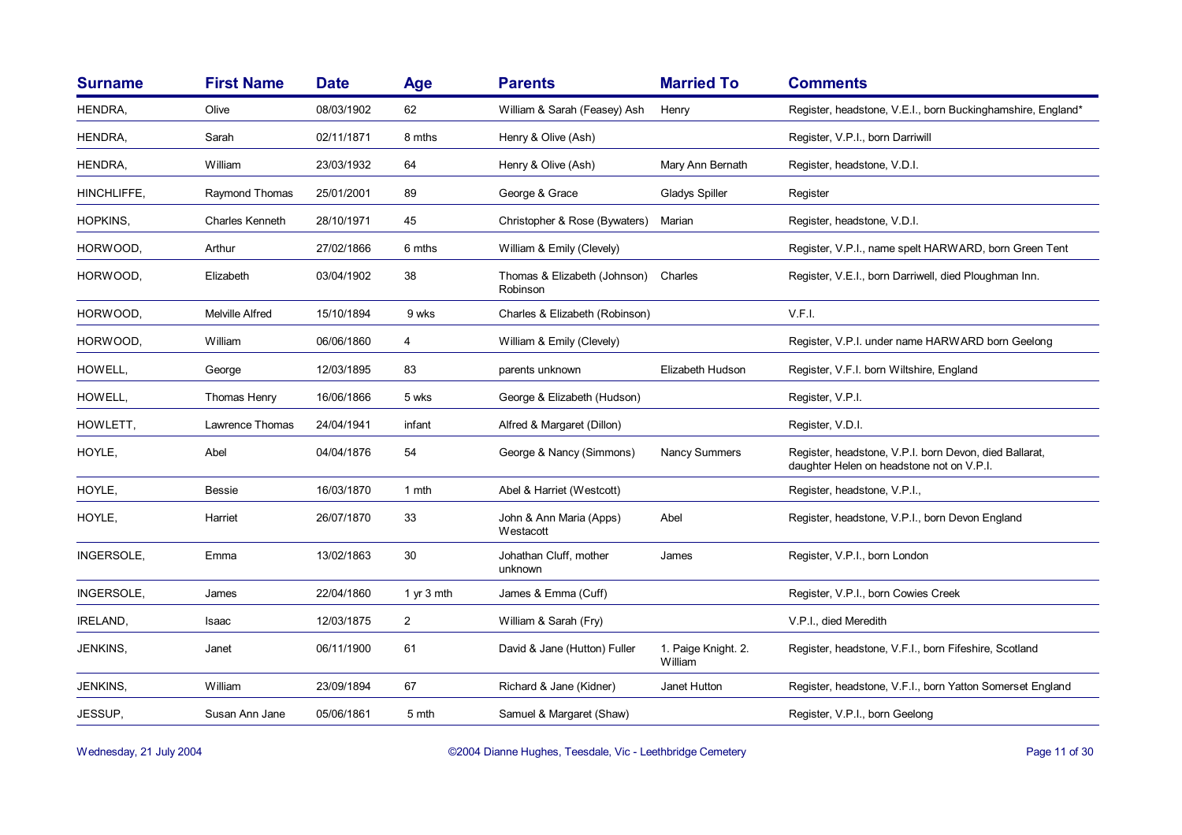| Surname | First Name | Date | Age | Parents | Married To | Comments |
|---|---|---|---|---|---|---|
| HENDRA, | Olive | 08/03/1902 | 62 | William & Sarah (Feasey) Ash | Henry | Register, headstone, V.E.I., born Buckinghamshire, England* |
| HENDRA, | Sarah | 02/11/1871 | 8 mths | Henry & Olive (Ash) | | Register, V.P.I., born Darriwill |
| HENDRA, | William | 23/03/1932 | 64 | Henry & Olive (Ash) | Mary Ann Bernath | Register, headstone, V.D.I. |
| HINCHLIFFE, | Raymond Thomas | 25/01/2001 | 89 | George & Grace | Gladys Spiller | Register |
| HOPKINS, | Charles Kenneth | 28/10/1971 | 45 | Christopher & Rose (Bywaters) | Marian | Register, headstone, V.D.I. |
| HORWOOD, | Arthur | 27/02/1866 | 6 mths | William & Emily (Clevely) | | Register, V.P.I., name spelt HARWARD, born Green Tent |
| HORWOOD, | Elizabeth | 03/04/1902 | 38 | Thomas & Elizabeth (Johnson) Robinson | Charles | Register, V.E.I., born Darriwell, died Ploughman Inn. |
| HORWOOD, | Melville Alfred | 15/10/1894 | 9 wks | Charles & Elizabeth (Robinson) | | V.F.I. |
| HORWOOD, | William | 06/06/1860 | 4 | William & Emily (Clevely) | | Register, V.P.I. under name HARWARD born Geelong |
| HOWELL, | George | 12/03/1895 | 83 | parents unknown | Elizabeth Hudson | Register, V.F.I. born Wiltshire, England |
| HOWELL, | Thomas Henry | 16/06/1866 | 5 wks | George & Elizabeth (Hudson) | | Register, V.P.I. |
| HOWLETT, | Lawrence Thomas | 24/04/1941 | infant | Alfred & Margaret (Dillon) | | Register, V.D.I. |
| HOYLE, | Abel | 04/04/1876 | 54 | George & Nancy (Simmons) | Nancy Summers | Register, headstone, V.P.I. born Devon, died Ballarat, daughter Helen on headstone not on V.P.I. |
| HOYLE, | Bessie | 16/03/1870 | 1 mth | Abel & Harriet (Westcott) | | Register, headstone, V.P.I., |
| HOYLE, | Harriet | 26/07/1870 | 33 | John & Ann Maria (Apps) Westacott | Abel | Register, headstone, V.P.I., born Devon England |
| INGERSOLE, | Emma | 13/02/1863 | 30 | Johathan Cluff, mother unknown | James | Register, V.P.I., born London |
| INGERSOLE, | James | 22/04/1860 | 1 yr 3 mth | James & Emma (Cuff) | | Register, V.P.I., born Cowies Creek |
| IRELAND, | Isaac | 12/03/1875 | 2 | William & Sarah (Fry) | | V.P.I., died Meredith |
| JENKINS, | Janet | 06/11/1900 | 61 | David & Jane (Hutton) Fuller | 1. Paige Knight. 2. William | Register, headstone, V.F.I., born Fifeshire, Scotland |
| JENKINS, | William | 23/09/1894 | 67 | Richard & Jane (Kidner) | Janet Hutton | Register, headstone, V.F.I., born Yatton Somerset England |
| JESSUP, | Susan Ann Jane | 05/06/1861 | 5 mth | Samuel & Margaret (Shaw) | | Register, V.P.I., born Geelong |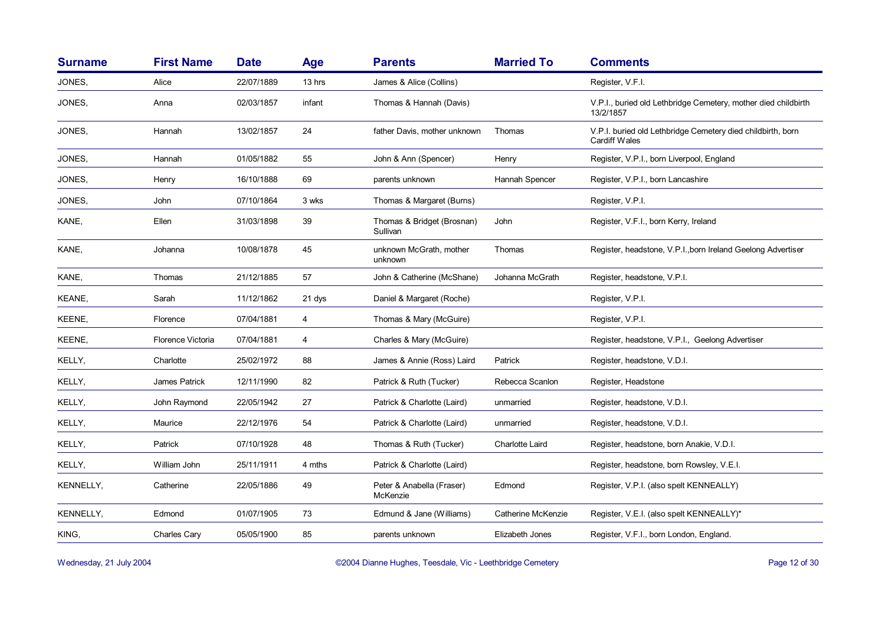| Surname | First Name | Date | Age | Parents | Married To | Comments |
|---|---|---|---|---|---|---|
| JONES, | Alice | 22/07/1889 | 13 hrs | James & Alice (Collins) | | Register, V.F.I. |
| JONES, | Anna | 02/03/1857 | infant | Thomas & Hannah (Davis) | | V.P.I., buried old Lethbridge Cemetery, mother died childbirth 13/2/1857 |
| JONES, | Hannah | 13/02/1857 | 24 | father Davis, mother unknown | Thomas | V.P.I. buried old Lethbridge Cemetery died childbirth, born Cardiff Wales |
| JONES, | Hannah | 01/05/1882 | 55 | John & Ann (Spencer) | Henry | Register, V.P.I., born Liverpool, England |
| JONES, | Henry | 16/10/1888 | 69 | parents unknown | Hannah Spencer | Register, V.P.I., born Lancashire |
| JONES, | John | 07/10/1864 | 3 wks | Thomas & Margaret (Burns) | | Register, V.P.I. |
| KANE, | Ellen | 31/03/1898 | 39 | Thomas & Bridget (Brosnan) Sullivan | John | Register, V.F.I., born Kerry, Ireland |
| KANE, | Johanna | 10/08/1878 | 45 | unknown McGrath, mother unknown | Thomas | Register, headstone, V.P.I.,born Ireland Geelong Advertiser |
| KANE, | Thomas | 21/12/1885 | 57 | John & Catherine (McShane) | Johanna McGrath | Register, headstone, V.P.I. |
| KEANE, | Sarah | 11/12/1862 | 21 dys | Daniel & Margaret (Roche) | | Register, V.P.I. |
| KEENE, | Florence | 07/04/1881 | 4 | Thomas & Mary (McGuire) | | Register, V.P.I. |
| KEENE, | Florence Victoria | 07/04/1881 | 4 | Charles & Mary (McGuire) | | Register, headstone, V.P.I., Geelong Advertiser |
| KELLY, | Charlotte | 25/02/1972 | 88 | James & Annie (Ross) Laird | Patrick | Register, headstone, V.D.I. |
| KELLY, | James Patrick | 12/11/1990 | 82 | Patrick & Ruth (Tucker) | Rebecca Scanlon | Register, Headstone |
| KELLY, | John Raymond | 22/05/1942 | 27 | Patrick & Charlotte (Laird) | unmarried | Register, headstone, V.D.I. |
| KELLY, | Maurice | 22/12/1976 | 54 | Patrick & Charlotte (Laird) | unmarried | Register, headstone, V.D.I. |
| KELLY, | Patrick | 07/10/1928 | 48 | Thomas & Ruth (Tucker) | Charlotte Laird | Register, headstone, born Anakie, V.D.I. |
| KELLY, | William John | 25/11/1911 | 4 mths | Patrick & Charlotte (Laird) | | Register, headstone, born Rowsley, V.E.I. |
| KENNELLY, | Catherine | 22/05/1886 | 49 | Peter & Anabella (Fraser) McKenzie | Edmond | Register, V.P.I. (also spelt KENNEALLY) |
| KENNELLY, | Edmond | 01/07/1905 | 73 | Edmund & Jane (Williams) | Catherine McKenzie | Register, V.E.I. (also spelt KENNEALLY)* |
| KING, | Charles Cary | 05/05/1900 | 85 | parents unknown | Elizabeth Jones | Register, V.F.I., born London, England. |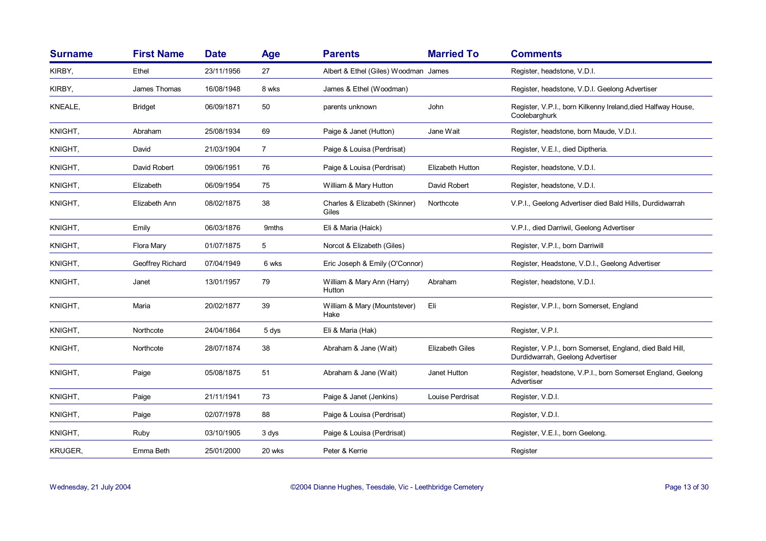| Surname | First Name | Date | Age | Parents | Married To | Comments |
|---|---|---|---|---|---|---|
| KIRBY, | Ethel | 23/11/1956 | 27 | Albert & Ethel (Giles) Woodman | James | Register, headstone, V.D.I. |
| KIRBY, | James Thomas | 16/08/1948 | 8 wks | James & Ethel (Woodman) | | Register, headstone, V.D.I. Geelong Advertiser |
| KNEALE, | Bridget | 06/09/1871 | 50 | parents unknown | John | Register, V.P.I., born Kilkenny Ireland,died Halfway House, Coolebarghurk |
| KNIGHT, | Abraham | 25/08/1934 | 69 | Paige & Janet (Hutton) | Jane Wait | Register, headstone, born Maude, V.D.I. |
| KNIGHT, | David | 21/03/1904 | 7 | Paige & Louisa (Perdrisat) | | Register, V.E.I., died Diptheria. |
| KNIGHT, | David Robert | 09/06/1951 | 76 | Paige & Louisa (Perdrisat) | Elizabeth Hutton | Register, headstone, V.D.I. |
| KNIGHT, | Elizabeth | 06/09/1954 | 75 | William & Mary Hutton | David Robert | Register, headstone, V.D.I. |
| KNIGHT, | Elizabeth Ann | 08/02/1875 | 38 | Charles & Elizabeth (Skinner) Giles | Northcote | V.P.I., Geelong Advertiser died Bald Hills, Durdidwarrah |
| KNIGHT, | Emily | 06/03/1876 | 9mths | Eli & Maria (Haick) | | V.P.I., died Darriwil, Geelong Advertiser |
| KNIGHT, | Flora Mary | 01/07/1875 | 5 | Norcot & Elizabeth (Giles) | | Register, V.P.I., born Darriwill |
| KNIGHT, | Geoffrey Richard | 07/04/1949 | 6 wks | Eric Joseph & Emily (O'Connor) | | Register, Headstone, V.D.I., Geelong Advertiser |
| KNIGHT, | Janet | 13/01/1957 | 79 | William & Mary Ann (Harry) Hutton | Abraham | Register, headstone, V.D.I. |
| KNIGHT, | Maria | 20/02/1877 | 39 | William & Mary (Mountstever) Hake | Eli | Register, V.P.I., born Somerset, England |
| KNIGHT, | Northcote | 24/04/1864 | 5 dys | Eli & Maria (Hak) | | Register, V.P.I. |
| KNIGHT, | Northcote | 28/07/1874 | 38 | Abraham & Jane (Wait) | Elizabeth Giles | Register, V.P.I., born Somerset, England, died Bald Hill, Durdidwarrah, Geelong Advertiser |
| KNIGHT, | Paige | 05/08/1875 | 51 | Abraham & Jane (Wait) | Janet Hutton | Register, headstone, V.P.I., born Somerset England, Geelong Advertiser |
| KNIGHT, | Paige | 21/11/1941 | 73 | Paige & Janet (Jenkins) | Louise Perdrisat | Register, V.D.I. |
| KNIGHT, | Paige | 02/07/1978 | 88 | Paige & Louisa (Perdrisat) | | Register, V.D.I. |
| KNIGHT, | Ruby | 03/10/1905 | 3 dys | Paige & Louisa (Perdrisat) | | Register, V.E.I., born Geelong. |
| KRUGER, | Emma Beth | 25/01/2000 | 20 wks | Peter & Kerrie | | Register |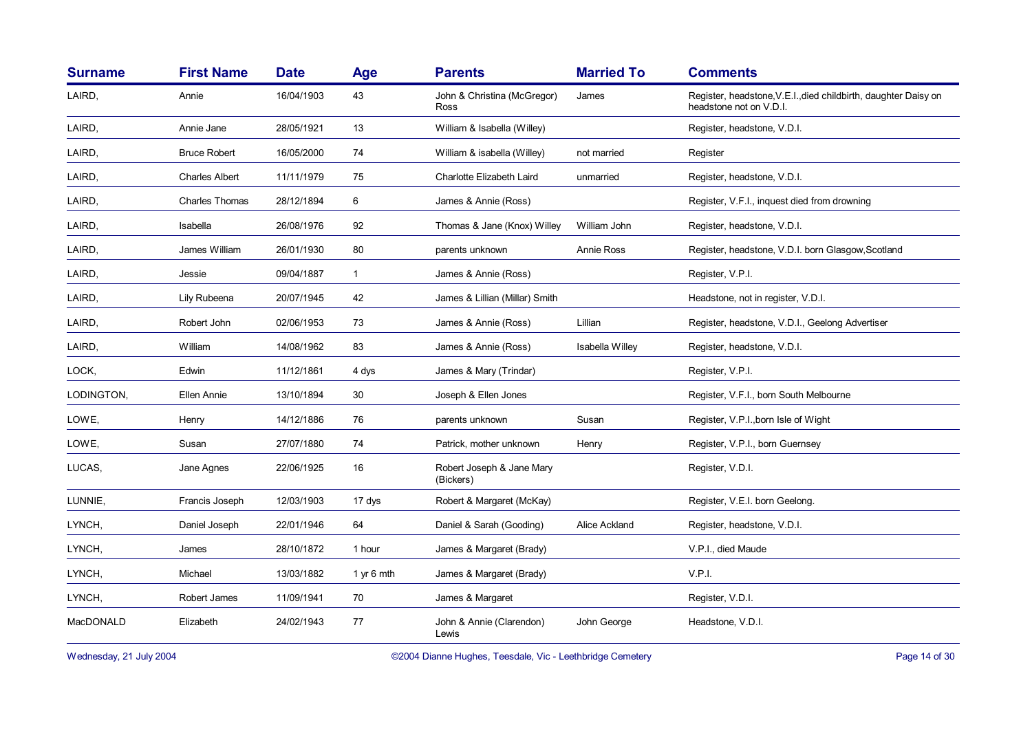| Surname | First Name | Date | Age | Parents | Married To | Comments |
|---|---|---|---|---|---|---|
| LAIRD, | Annie | 16/04/1903 | 43 | John & Christina (McGregor) Ross | James | Register, headstone,V.E.I.,died childbirth, daughter Daisy on headstone not on V.D.I. |
| LAIRD, | Annie Jane | 28/05/1921 | 13 | William & Isabella (Willey) | | Register, headstone, V.D.I. |
| LAIRD, | Bruce Robert | 16/05/2000 | 74 | William & isabella (Willey) | not married | Register |
| LAIRD, | Charles Albert | 11/11/1979 | 75 | Charlotte Elizabeth Laird | unmarried | Register, headstone, V.D.I. |
| LAIRD, | Charles Thomas | 28/12/1894 | 6 | James & Annie (Ross) | | Register, V.F.I., inquest died from drowning |
| LAIRD, | Isabella | 26/08/1976 | 92 | Thomas & Jane (Knox) Willey | William John | Register, headstone, V.D.I. |
| LAIRD, | James William | 26/01/1930 | 80 | parents unknown | Annie Ross | Register, headstone, V.D.I. born Glasgow,Scotland |
| LAIRD, | Jessie | 09/04/1887 | 1 | James & Annie (Ross) | | Register, V.P.I. |
| LAIRD, | Lily Rubeena | 20/07/1945 | 42 | James & Lillian (Millar) Smith | | Headstone, not in register, V.D.I. |
| LAIRD, | Robert John | 02/06/1953 | 73 | James & Annie (Ross) | Lillian | Register, headstone, V.D.I., Geelong Advertiser |
| LAIRD, | William | 14/08/1962 | 83 | James & Annie (Ross) | Isabella Willey | Register, headstone, V.D.I. |
| LOCK, | Edwin | 11/12/1861 | 4 dys | James & Mary (Trindar) | | Register, V.P.I. |
| LODINGTON, | Ellen Annie | 13/10/1894 | 30 | Joseph & Ellen Jones | | Register, V.F.I., born South Melbourne |
| LOWE, | Henry | 14/12/1886 | 76 | parents unknown | Susan | Register, V.P.I.,born Isle of Wight |
| LOWE, | Susan | 27/07/1880 | 74 | Patrick, mother unknown | Henry | Register, V.P.I., born Guernsey |
| LUCAS, | Jane Agnes | 22/06/1925 | 16 | Robert Joseph & Jane Mary (Bickers) | | Register, V.D.I. |
| LUNNIE, | Francis Joseph | 12/03/1903 | 17 dys | Robert & Margaret (McKay) | | Register, V.E.I. born Geelong. |
| LYNCH, | Daniel Joseph | 22/01/1946 | 64 | Daniel & Sarah (Gooding) | Alice Ackland | Register, headstone, V.D.I. |
| LYNCH, | James | 28/10/1872 | 1 hour | James & Margaret (Brady) | | V.P.I., died Maude |
| LYNCH, | Michael | 13/03/1882 | 1 yr 6 mth | James & Margaret (Brady) | | V.P.I. |
| LYNCH, | Robert James | 11/09/1941 | 70 | James & Margaret | | Register, V.D.I. |
| MacDONALD | Elizabeth | 24/02/1943 | 77 | John & Annie (Clarendon) Lewis | John George | Headstone, V.D.I. |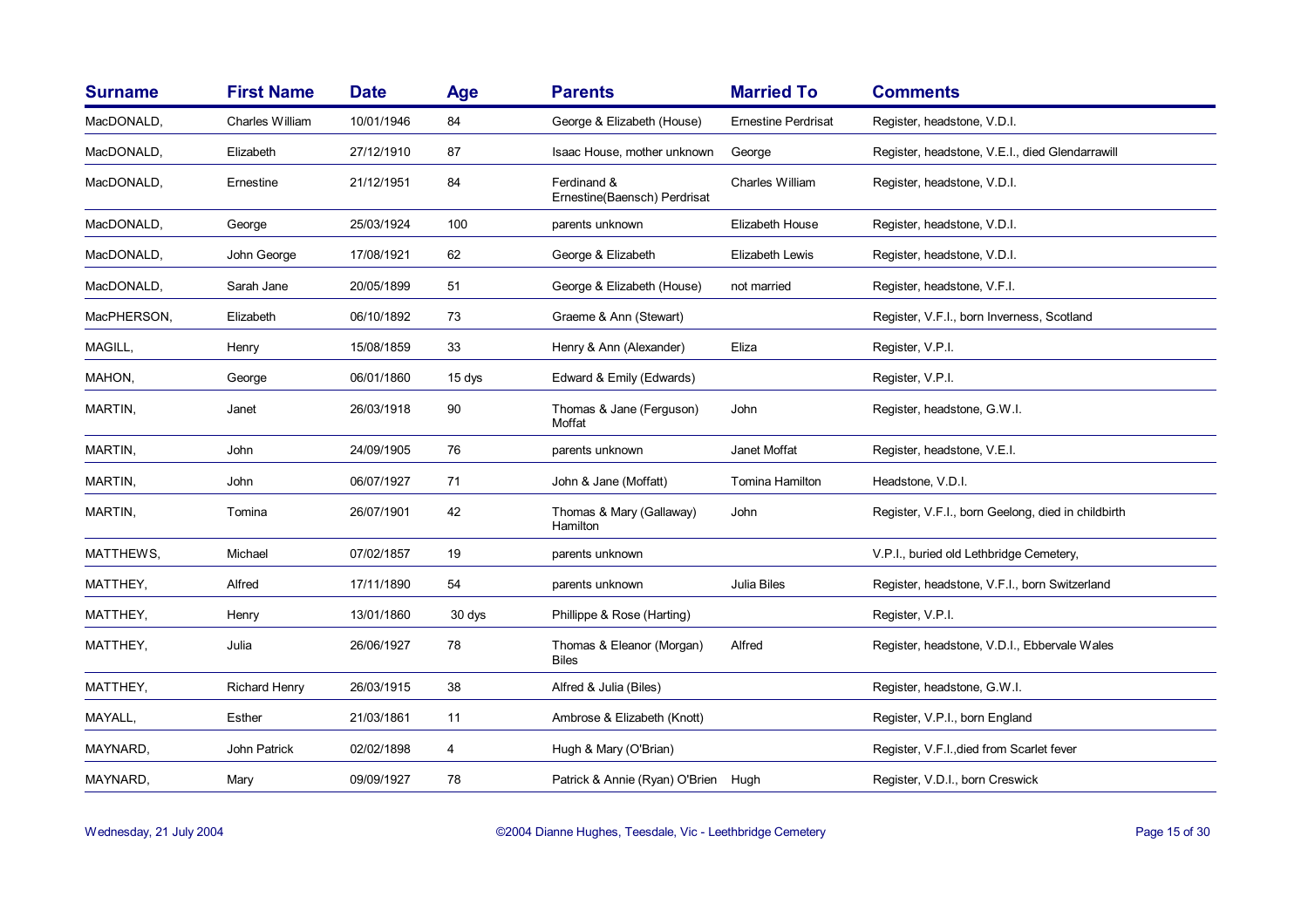| Surname | First Name | Date | Age | Parents | Married To | Comments |
|---|---|---|---|---|---|---|
| MacDONALD, | Charles William | 10/01/1946 | 84 | George & Elizabeth (House) | Ernestine Perdrisat | Register, headstone, V.D.I. |
| MacDONALD, | Elizabeth | 27/12/1910 | 87 | Isaac House, mother unknown | George | Register, headstone, V.E.I., died Glendarrawill |
| MacDONALD, | Ernestine | 21/12/1951 | 84 | Ferdinand & Ernestine(Baensch) Perdrisat | Charles William | Register, headstone, V.D.I. |
| MacDONALD, | George | 25/03/1924 | 100 | parents unknown | Elizabeth House | Register, headstone, V.D.I. |
| MacDONALD, | John George | 17/08/1921 | 62 | George & Elizabeth | Elizabeth Lewis | Register, headstone, V.D.I. |
| MacDONALD, | Sarah Jane | 20/05/1899 | 51 | George & Elizabeth (House) | not married | Register, headstone, V.F.I. |
| MacPHERSON, | Elizabeth | 06/10/1892 | 73 | Graeme & Ann (Stewart) | | Register, V.F.I., born Inverness, Scotland |
| MAGILL, | Henry | 15/08/1859 | 33 | Henry & Ann (Alexander) | Eliza | Register, V.P.I. |
| MAHON, | George | 06/01/1860 | 15 dys | Edward & Emily (Edwards) | | Register, V.P.I. |
| MARTIN, | Janet | 26/03/1918 | 90 | Thomas & Jane (Ferguson) Moffat | John | Register, headstone, G.W.I. |
| MARTIN, | John | 24/09/1905 | 76 | parents unknown | Janet Moffat | Register, headstone, V.E.I. |
| MARTIN, | John | 06/07/1927 | 71 | John & Jane (Moffatt) | Tomina Hamilton | Headstone, V.D.I. |
| MARTIN, | Tomina | 26/07/1901 | 42 | Thomas & Mary (Gallaway) Hamilton | John | Register, V.F.I., born Geelong, died in childbirth |
| MATTHEWS, | Michael | 07/02/1857 | 19 | parents unknown | | V.P.I., buried old Lethbridge Cemetery, |
| MATTHEY, | Alfred | 17/11/1890 | 54 | parents unknown | Julia Biles | Register, headstone, V.F.I., born Switzerland |
| MATTHEY, | Henry | 13/01/1860 | 30 dys | Phillippe & Rose (Harting) | | Register, V.P.I. |
| MATTHEY, | Julia | 26/06/1927 | 78 | Thomas & Eleanor (Morgan) Biles | Alfred | Register, headstone, V.D.I., Ebbervale Wales |
| MATTHEY, | Richard Henry | 26/03/1915 | 38 | Alfred & Julia (Biles) | | Register, headstone, G.W.I. |
| MAYALL, | Esther | 21/03/1861 | 11 | Ambrose & Elizabeth (Knott) | | Register, V.P.I., born England |
| MAYNARD, | John Patrick | 02/02/1898 | 4 | Hugh & Mary (O'Brian) | | Register, V.F.I.,died from Scarlet fever |
| MAYNARD, | Mary | 09/09/1927 | 78 | Patrick & Annie (Ryan) O'Brien | Hugh | Register, V.D.I., born Creswick |

Wednesday, 21 July 2004 ©2004 Dianne Hughes, Teesdale, Vic - Leethbridge Cemetery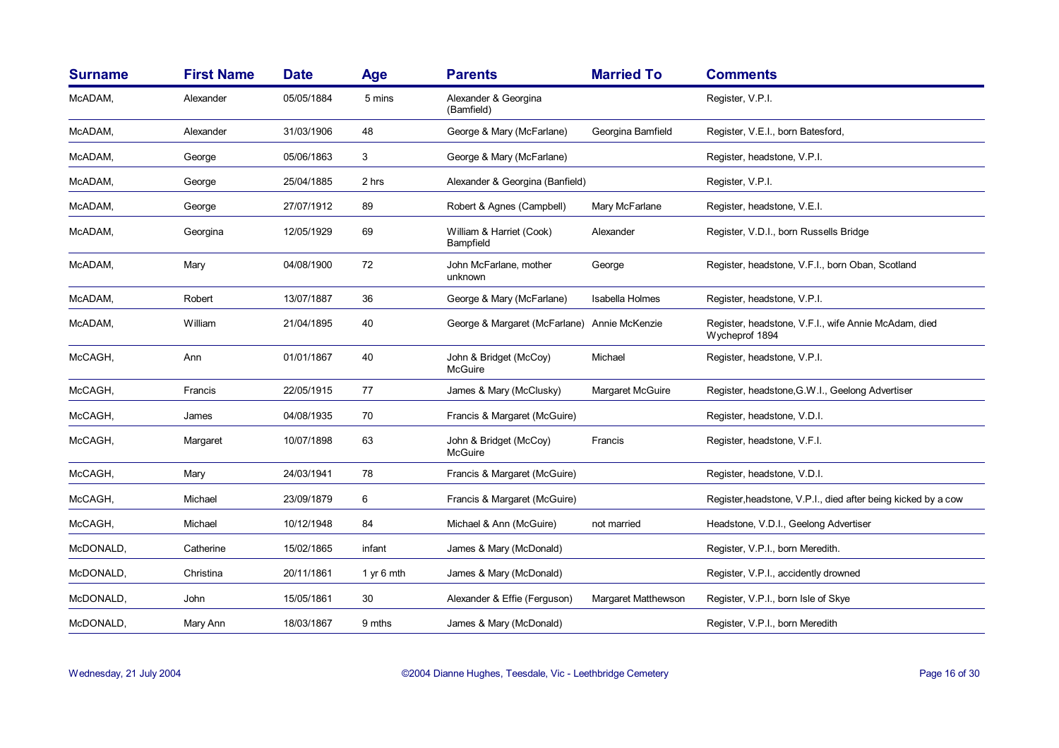| Surname | First Name | Date | Age | Parents | Married To | Comments |
|---|---|---|---|---|---|---|
| McADAM, | Alexander | 05/05/1884 | 5 mins | Alexander & Georgina (Bamfield) | | Register, V.P.I. |
| McADAM, | Alexander | 31/03/1906 | 48 | George & Mary (McFarlane) | Georgina Bamfield | Register, V.E.I., born Batesford, |
| McADAM, | George | 05/06/1863 | 3 | George & Mary (McFarlane) | | Register, headstone, V.P.I. |
| McADAM, | George | 25/04/1885 | 2 hrs | Alexander & Georgina (Banfield) | | Register, V.P.I. |
| McADAM, | George | 27/07/1912 | 89 | Robert & Agnes (Campbell) | Mary McFarlane | Register, headstone, V.E.I. |
| McADAM, | Georgina | 12/05/1929 | 69 | William & Harriet (Cook) Bampfield | Alexander | Register, V.D.I., born Russells Bridge |
| McADAM, | Mary | 04/08/1900 | 72 | John McFarlane, mother unknown | George | Register, headstone, V.F.I., born Oban, Scotland |
| McADAM, | Robert | 13/07/1887 | 36 | George & Mary (McFarlane) | Isabella Holmes | Register, headstone, V.P.I. |
| McADAM, | William | 21/04/1895 | 40 | George & Margaret (McFarlane) | Annie McKenzie | Register, headstone, V.F.I., wife Annie McAdam, died Wycheprof 1894 |
| McCAGH, | Ann | 01/01/1867 | 40 | John & Bridget (McCoy) McGuire | Michael | Register, headstone, V.P.I. |
| McCAGH, | Francis | 22/05/1915 | 77 | James & Mary (McClusky) | Margaret McGuire | Register, headstone,G.W.I., Geelong Advertiser |
| McCAGH, | James | 04/08/1935 | 70 | Francis & Margaret (McGuire) | | Register, headstone, V.D.I. |
| McCAGH, | Margaret | 10/07/1898 | 63 | John & Bridget (McCoy) McGuire | Francis | Register, headstone, V.F.I. |
| McCAGH, | Mary | 24/03/1941 | 78 | Francis & Margaret (McGuire) | | Register, headstone, V.D.I. |
| McCAGH, | Michael | 23/09/1879 | 6 | Francis & Margaret (McGuire) | | Register,headstone, V.P.I., died after being kicked by a cow |
| McCAGH, | Michael | 10/12/1948 | 84 | Michael & Ann (McGuire) | not married | Headstone, V.D.I., Geelong Advertiser |
| McDONALD, | Catherine | 15/02/1865 | infant | James & Mary (McDonald) | | Register, V.P.I., born Meredith. |
| McDONALD, | Christina | 20/11/1861 | 1 yr 6 mth | James & Mary (McDonald) | | Register, V.P.I., accidently drowned |
| McDONALD, | John | 15/05/1861 | 30 | Alexander & Effie (Ferguson) | Margaret Matthewson | Register, V.P.I., born Isle of Skye |
| McDONALD, | Mary Ann | 18/03/1867 | 9 mths | James & Mary (McDonald) | | Register, V.P.I., born Meredith |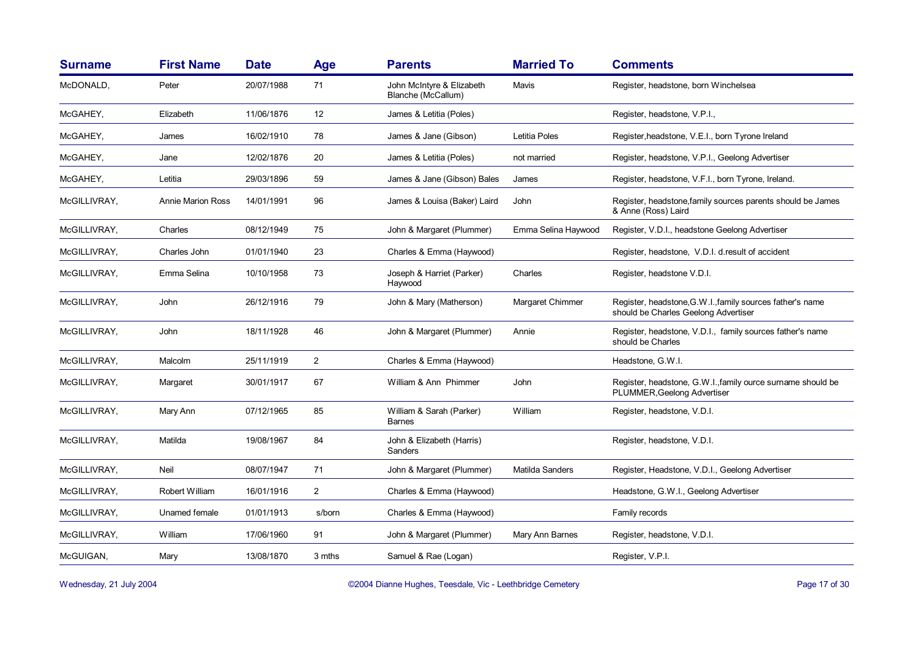| Surname | First Name | Date | Age | Parents | Married To | Comments |
|---|---|---|---|---|---|---|
| McDONALD, | Peter | 20/07/1988 | 71 | John McIntyre & Elizabeth Blanche (McCallum) | Mavis | Register, headstone, born Winchelsea |
| McGAHEY, | Elizabeth | 11/06/1876 | 12 | James & Letitia (Poles) | | Register, headstone, V.P.I., |
| McGAHEY, | James | 16/02/1910 | 78 | James & Jane (Gibson) | Letitia Poles | Register,headstone, V.E.I., born Tyrone Ireland |
| McGAHEY, | Jane | 12/02/1876 | 20 | James & Letitia (Poles) | not married | Register, headstone, V.P.I., Geelong Advertiser |
| McGAHEY, | Letitia | 29/03/1896 | 59 | James & Jane (Gibson) Bales | James | Register, headstone, V.F.I., born Tyrone, Ireland. |
| McGILLIVRAY, | Annie Marion Ross | 14/01/1991 | 96 | James & Louisa (Baker) Laird | John | Register, headstone,family sources parents should be James & Anne (Ross) Laird |
| McGILLIVRAY, | Charles | 08/12/1949 | 75 | John & Margaret (Plummer) | Emma Selina Haywood | Register, V.D.I., headstone Geelong Advertiser |
| McGILLIVRAY, | Charles John | 01/01/1940 | 23 | Charles & Emma (Haywood) | | Register, headstone, V.D.I. d.result of accident |
| McGILLIVRAY, | Emma Selina | 10/10/1958 | 73 | Joseph & Harriet (Parker) Haywood | Charles | Register, headstone V.D.I. |
| McGILLIVRAY, | John | 26/12/1916 | 79 | John & Mary (Matherson) | Margaret Chimmer | Register, headstone,G.W.I.,family sources father's name should be Charles Geelong Advertiser |
| McGILLIVRAY, | John | 18/11/1928 | 46 | John & Margaret (Plummer) | Annie | Register, headstone, V.D.I., family sources father's name should be Charles |
| McGILLIVRAY, | Malcolm | 25/11/1919 | 2 | Charles & Emma (Haywood) | | Headstone, G.W.I. |
| McGILLIVRAY, | Margaret | 30/01/1917 | 67 | William & Ann Phimmer | John | Register, headstone, G.W.I.,family ource surname should be PLUMMER,Geelong Advertiser |
| McGILLIVRAY, | Mary Ann | 07/12/1965 | 85 | William & Sarah (Parker) Barnes | William | Register, headstone, V.D.I. |
| McGILLIVRAY, | Matilda | 19/08/1967 | 84 | John & Elizabeth (Harris) Sanders | | Register, headstone, V.D.I. |
| McGILLIVRAY, | Neil | 08/07/1947 | 71 | John & Margaret (Plummer) | Matilda Sanders | Register, Headstone, V.D.I., Geelong Advertiser |
| McGILLIVRAY, | Robert William | 16/01/1916 | 2 | Charles & Emma (Haywood) | | Headstone, G.W.I., Geelong Advertiser |
| McGILLIVRAY, | Unamed female | 01/01/1913 | s/born | Charles & Emma (Haywood) | | Family records |
| McGILLIVRAY, | William | 17/06/1960 | 91 | John & Margaret (Plummer) | Mary Ann Barnes | Register, headstone, V.D.I. |
| McGUIGAN, | Mary | 13/08/1870 | 3 mths | Samuel & Rae (Logan) | | Register, V.P.I. |

Wednesday, 21 July 2004 ©2004 Dianne Hughes, Teesdale, Vic - Leethbridge Cemetery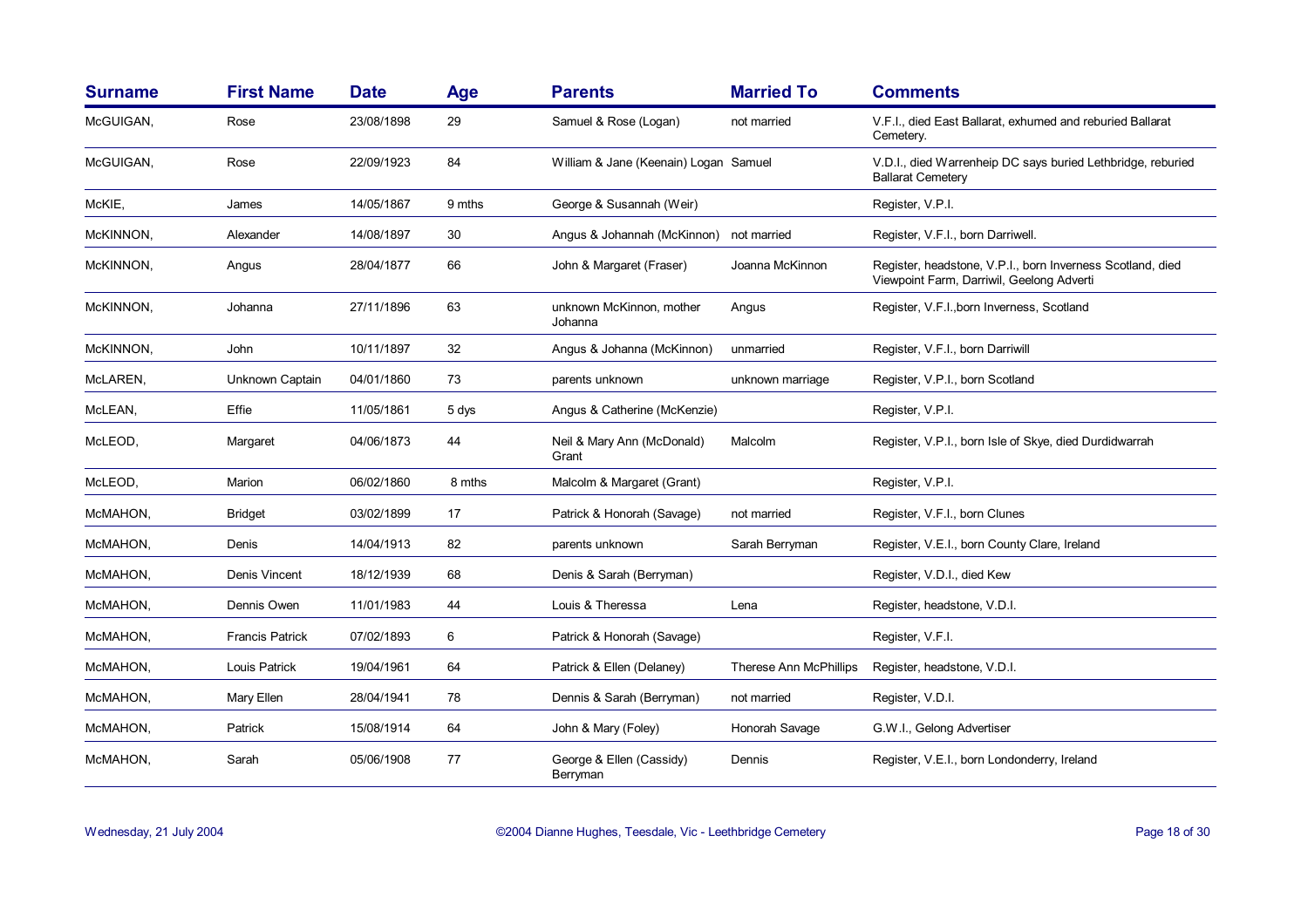| Surname | First Name | Date | Age | Parents | Married To | Comments |
|---|---|---|---|---|---|---|
| McGUIGAN, | Rose | 23/08/1898 | 29 | Samuel & Rose (Logan) | not married | V.F.I., died East Ballarat, exhumed and reburied Ballarat Cemetery. |
| McGUIGAN, | Rose | 22/09/1923 | 84 | William & Jane (Keenain) Logan | Samuel | V.D.I., died Warrenheip DC says buried Lethbridge, reburied Ballarat Cemetery |
| McKIE, | James | 14/05/1867 | 9 mths | George & Susannah (Weir) | | Register, V.P.I. |
| McKINNON, | Alexander | 14/08/1897 | 30 | Angus & Johannah (McKinnon) | not married | Register, V.F.I., born Darriwell. |
| McKINNON, | Angus | 28/04/1877 | 66 | John & Margaret (Fraser) | Joanna McKinnon | Register, headstone, V.P.I., born Inverness Scotland, died Viewpoint Farm, Darriwil, Geelong Adverti |
| McKINNON, | Johanna | 27/11/1896 | 63 | unknown McKinnon, mother Johanna | Angus | Register, V.F.I.,born Inverness, Scotland |
| McKINNON, | John | 10/11/1897 | 32 | Angus & Johanna (McKinnon) | unmarried | Register, V.F.I., born Darriwill |
| McLAREN, | Unknown Captain | 04/01/1860 | 73 | parents unknown | unknown marriage | Register, V.P.I., born Scotland |
| McLEAN, | Effie | 11/05/1861 | 5 dys | Angus & Catherine (McKenzie) | | Register, V.P.I. |
| McLEOD, | Margaret | 04/06/1873 | 44 | Neil & Mary Ann (McDonald) Grant | Malcolm | Register, V.P.I., born Isle of Skye, died Durdidwarrah |
| McLEOD, | Marion | 06/02/1860 | 8 mths | Malcolm & Margaret (Grant) | | Register, V.P.I. |
| McMAHON, | Bridget | 03/02/1899 | 17 | Patrick & Honorah (Savage) | not married | Register, V.F.I., born Clunes |
| McMAHON, | Denis | 14/04/1913 | 82 | parents unknown | Sarah Berryman | Register, V.E.I., born County Clare, Ireland |
| McMAHON, | Denis Vincent | 18/12/1939 | 68 | Denis & Sarah (Berryman) | | Register, V.D.I., died Kew |
| McMAHON, | Dennis Owen | 11/01/1983 | 44 | Louis & Theressa | Lena | Register, headstone, V.D.I. |
| McMAHON, | Francis Patrick | 07/02/1893 | 6 | Patrick & Honorah (Savage) | | Register, V.F.I. |
| McMAHON, | Louis Patrick | 19/04/1961 | 64 | Patrick & Ellen (Delaney) | Therese Ann McPhillips | Register, headstone, V.D.I. |
| McMAHON, | Mary Ellen | 28/04/1941 | 78 | Dennis & Sarah (Berryman) | not married | Register, V.D.I. |
| McMAHON, | Patrick | 15/08/1914 | 64 | John & Mary (Foley) | Honorah Savage | G.W.I., Gelong Advertiser |
| McMAHON, | Sarah | 05/06/1908 | 77 | George & Ellen (Cassidy) Berryman | Dennis | Register, V.E.I., born Londonderry, Ireland |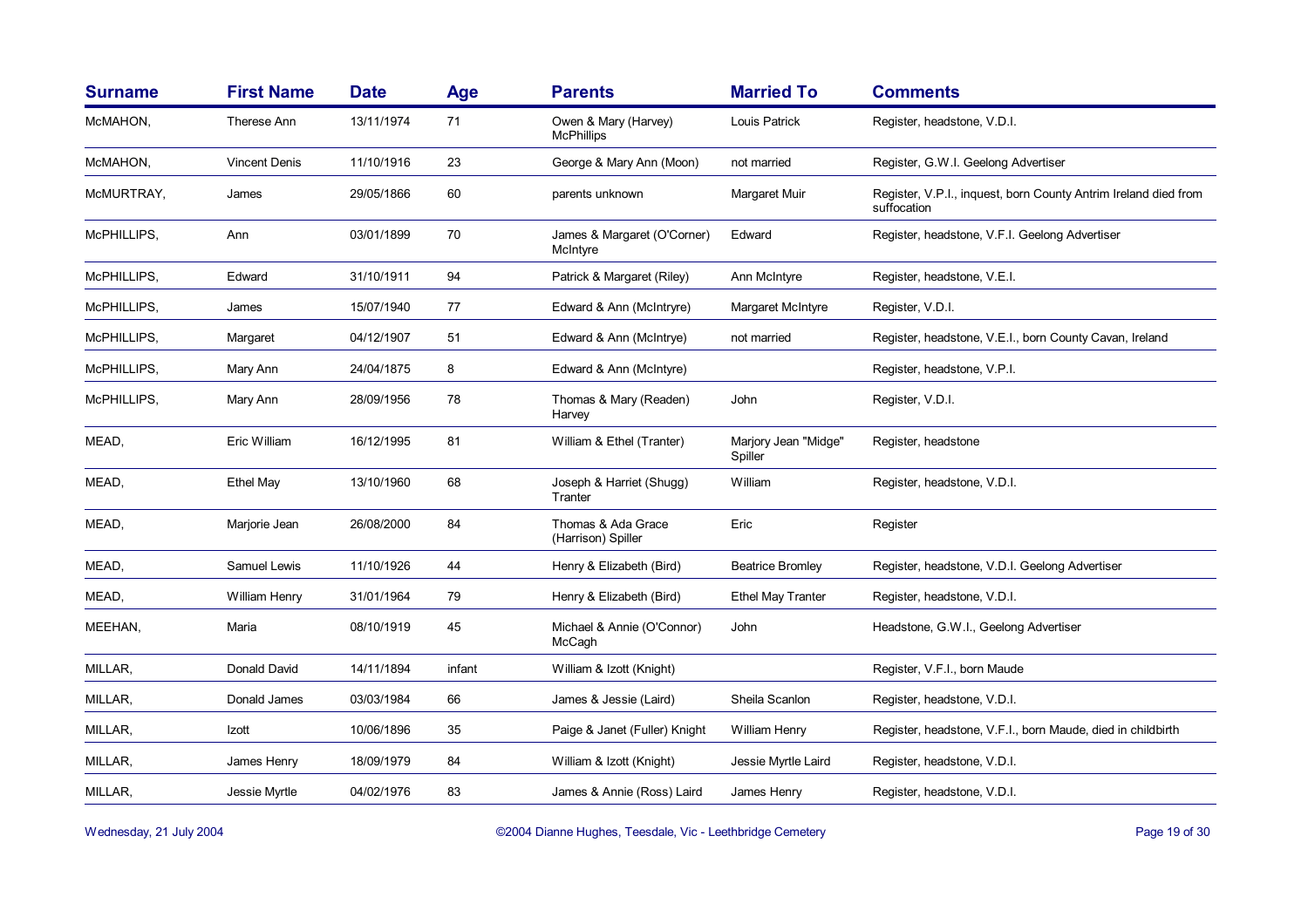| Surname | First Name | Date | Age | Parents | Married To | Comments |
|---|---|---|---|---|---|---|
| McMAHON, | Therese Ann | 13/11/1974 | 71 | Owen & Mary (Harvey) McPhillips | Louis Patrick | Register, headstone, V.D.I. |
| McMAHON, | Vincent Denis | 11/10/1916 | 23 | George & Mary Ann (Moon) | not married | Register, G.W.I. Geelong Advertiser |
| McMURTRAY, | James | 29/05/1866 | 60 | parents unknown | Margaret Muir | Register, V.P.I., inquest, born County Antrim Ireland died from suffocation |
| McPHILLIPS, | Ann | 03/01/1899 | 70 | James & Margaret (O'Corner) McIntyre | Edward | Register, headstone, V.F.I. Geelong Advertiser |
| McPHILLIPS, | Edward | 31/10/1911 | 94 | Patrick & Margaret (Riley) | Ann McIntyre | Register, headstone, V.E.I. |
| McPHILLIPS, | James | 15/07/1940 | 77 | Edward & Ann (McIntryre) | Margaret McIntyre | Register, V.D.I. |
| McPHILLIPS, | Margaret | 04/12/1907 | 51 | Edward & Ann (McIntrye) | not married | Register, headstone, V.E.I., born County Cavan, Ireland |
| McPHILLIPS, | Mary Ann | 24/04/1875 | 8 | Edward & Ann (McIntyre) | | Register, headstone, V.P.I. |
| McPHILLIPS, | Mary Ann | 28/09/1956 | 78 | Thomas & Mary (Readen) Harvey | John | Register, V.D.I. |
| MEAD, | Eric William | 16/12/1995 | 81 | William & Ethel (Tranter) | Marjory Jean "Midge" Spiller | Register, headstone |
| MEAD, | Ethel May | 13/10/1960 | 68 | Joseph & Harriet (Shugg) Tranter | William | Register, headstone, V.D.I. |
| MEAD, | Marjorie Jean | 26/08/2000 | 84 | Thomas & Ada Grace (Harrison) Spiller | Eric | Register |
| MEAD, | Samuel Lewis | 11/10/1926 | 44 | Henry & Elizabeth (Bird) | Beatrice Bromley | Register, headstone, V.D.I. Geelong Advertiser |
| MEAD, | William Henry | 31/01/1964 | 79 | Henry & Elizabeth (Bird) | Ethel May Tranter | Register, headstone, V.D.I. |
| MEEHAN, | Maria | 08/10/1919 | 45 | Michael & Annie (O'Connor) McCagh | John | Headstone, G.W.I., Geelong Advertiser |
| MILLAR, | Donald David | 14/11/1894 | infant | William & Izott (Knight) | | Register, V.F.I., born Maude |
| MILLAR, | Donald James | 03/03/1984 | 66 | James & Jessie (Laird) | Sheila Scanlon | Register, headstone, V.D.I. |
| MILLAR, | Izott | 10/06/1896 | 35 | Paige & Janet (Fuller) Knight | William Henry | Register, headstone, V.F.I., born Maude, died in childbirth |
| MILLAR, | James Henry | 18/09/1979 | 84 | William & Izott (Knight) | Jessie Myrtle Laird | Register, headstone, V.D.I. |
| MILLAR, | Jessie Myrtle | 04/02/1976 | 83 | James & Annie (Ross) Laird | James Henry | Register, headstone, V.D.I. |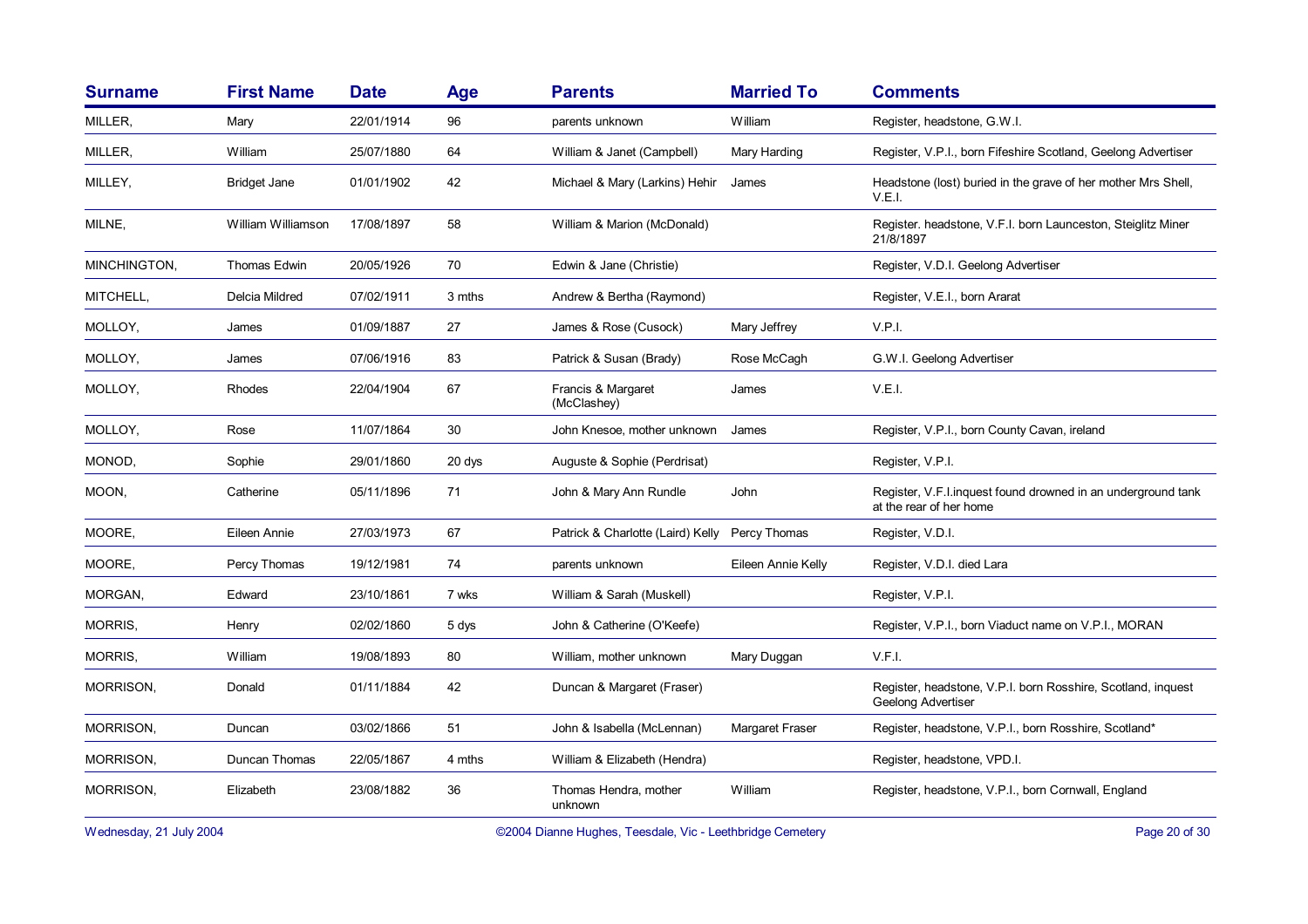| Surname | First Name | Date | Age | Parents | Married To | Comments |
|---|---|---|---|---|---|---|
| MILLER, | Mary | 22/01/1914 | 96 | parents unknown | William | Register, headstone, G.W.I. |
| MILLER, | William | 25/07/1880 | 64 | William & Janet (Campbell) | Mary Harding | Register, V.P.I., born Fifeshire Scotland, Geelong Advertiser |
| MILLEY, | Bridget Jane | 01/01/1902 | 42 | Michael & Mary (Larkins) Hehir | James | Headstone (lost) buried in the grave of her mother Mrs Shell, V.E.I. |
| MILNE, | William Williamson | 17/08/1897 | 58 | William & Marion (McDonald) | | Register. headstone, V.F.I. born Launceston, Steiglitz Miner 21/8/1897 |
| MINCHINGTON, | Thomas Edwin | 20/05/1926 | 70 | Edwin & Jane (Christie) | | Register, V.D.I. Geelong Advertiser |
| MITCHELL, | Delcia Mildred | 07/02/1911 | 3 mths | Andrew & Bertha (Raymond) | | Register, V.E.I., born Ararat |
| MOLLOY, | James | 01/09/1887 | 27 | James & Rose (Cusock) | Mary Jeffrey | V.P.I. |
| MOLLOY, | James | 07/06/1916 | 83 | Patrick & Susan (Brady) | Rose McCagh | G.W.I. Geelong Advertiser |
| MOLLOY, | Rhodes | 22/04/1904 | 67 | Francis & Margaret (McClashey) | James | V.E.I. |
| MOLLOY, | Rose | 11/07/1864 | 30 | John Knesoe, mother unknown | James | Register, V.P.I., born County Cavan, ireland |
| MONOD, | Sophie | 29/01/1860 | 20 dys | Auguste & Sophie (Perdrisat) | | Register, V.P.I. |
| MOON, | Catherine | 05/11/1896 | 71 | John & Mary Ann Rundle | John | Register, V.F.I.inquest found drowned in an underground tank at the rear of her home |
| MOORE, | Eileen Annie | 27/03/1973 | 67 | Patrick & Charlotte (Laird) Kelly | Percy Thomas | Register, V.D.I. |
| MOORE, | Percy Thomas | 19/12/1981 | 74 | parents unknown | Eileen Annie Kelly | Register, V.D.I. died Lara |
| MORGAN, | Edward | 23/10/1861 | 7 wks | William & Sarah (Muskell) | | Register, V.P.I. |
| MORRIS, | Henry | 02/02/1860 | 5 dys | John & Catherine (O'Keefe) | | Register, V.P.I., born Viaduct name on V.P.I., MORAN |
| MORRIS, | William | 19/08/1893 | 80 | William, mother unknown | Mary Duggan | V.F.I. |
| MORRISON, | Donald | 01/11/1884 | 42 | Duncan & Margaret (Fraser) | | Register, headstone, V.P.I. born Rosshire, Scotland, inquest Geelong Advertiser |
| MORRISON, | Duncan | 03/02/1866 | 51 | John & Isabella (McLennan) | Margaret Fraser | Register, headstone, V.P.I., born Rosshire, Scotland* |
| MORRISON, | Duncan Thomas | 22/05/1867 | 4 mths | William & Elizabeth (Hendra) | | Register, headstone, VPD.I. |
| MORRISON, | Elizabeth | 23/08/1882 | 36 | Thomas Hendra, mother unknown | William | Register, headstone, V.P.I., born Cornwall, England |

Wednesday, 21 July 2004 ©2004 Dianne Hughes, Teesdale, Vic - Leethbridge Cemetery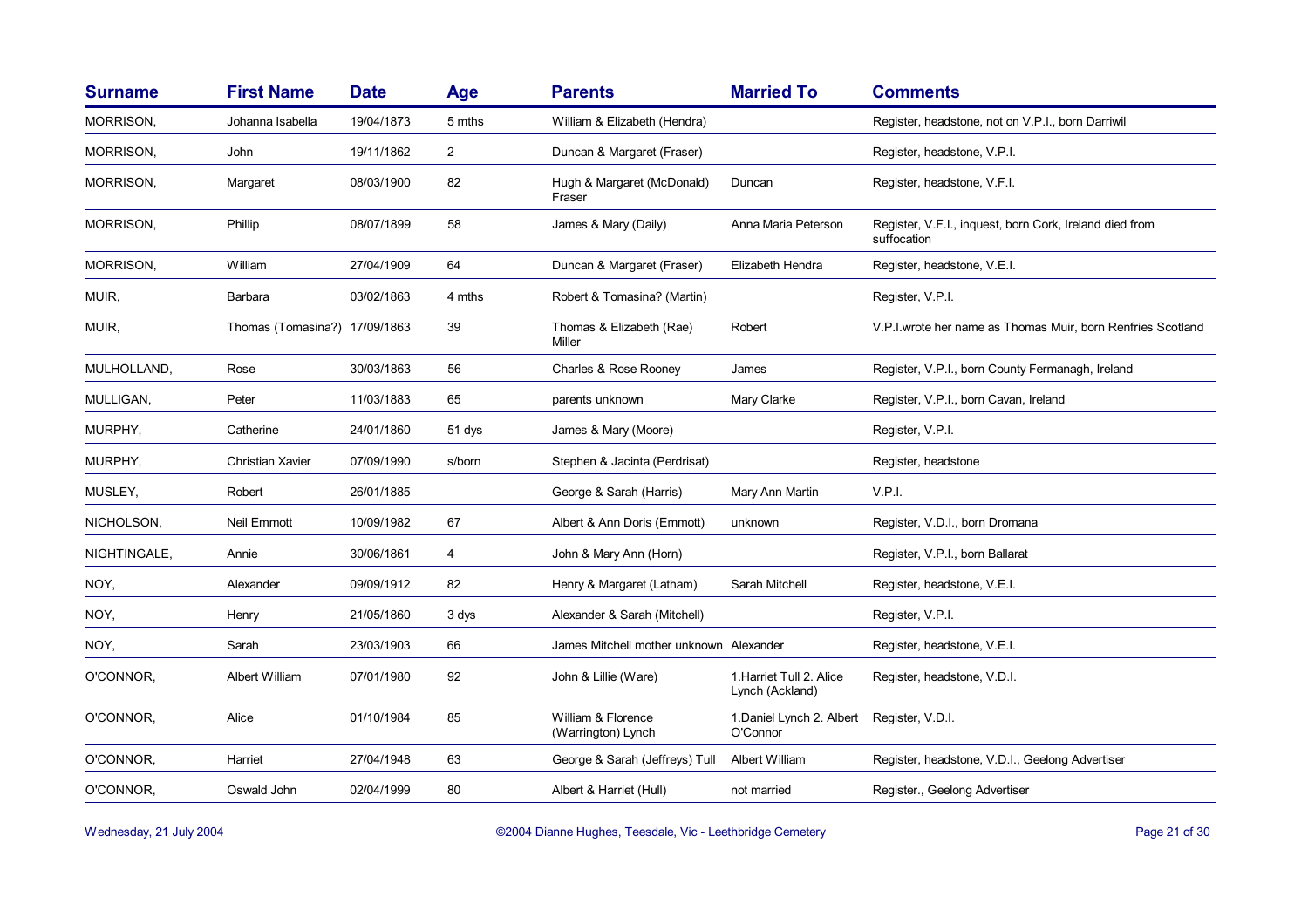| Surname | First Name | Date | Age | Parents | Married To | Comments |
|---|---|---|---|---|---|---|
| MORRISON, | Johanna Isabella | 19/04/1873 | 5 mths | William & Elizabeth (Hendra) | | Register, headstone, not on V.P.I., born Darriwil |
| MORRISON, | John | 19/11/1862 | 2 | Duncan & Margaret (Fraser) | | Register, headstone, V.P.I. |
| MORRISON, | Margaret | 08/03/1900 | 82 | Hugh & Margaret (McDonald) Fraser | Duncan | Register, headstone, V.F.I. |
| MORRISON, | Phillip | 08/07/1899 | 58 | James & Mary (Daily) | Anna Maria Peterson | Register, V.F.I., inquest, born Cork, Ireland died from suffocation |
| MORRISON, | William | 27/04/1909 | 64 | Duncan & Margaret (Fraser) | Elizabeth Hendra | Register, headstone, V.E.I. |
| MUIR, | Barbara | 03/02/1863 | 4 mths | Robert & Tomasina? (Martin) | | Register, V.P.I. |
| MUIR, | Thomas (Tomasina?) | 17/09/1863 | 39 | Thomas & Elizabeth (Rae) Miller | Robert | V.P.I.wrote her name as Thomas Muir, born Renfries Scotland |
| MULHOLLAND, | Rose | 30/03/1863 | 56 | Charles & Rose Rooney | James | Register, V.P.I., born County Fermanagh, Ireland |
| MULLIGAN, | Peter | 11/03/1883 | 65 | parents unknown | Mary Clarke | Register, V.P.I., born Cavan, Ireland |
| MURPHY, | Catherine | 24/01/1860 | 51 dys | James & Mary (Moore) | | Register, V.P.I. |
| MURPHY, | Christian Xavier | 07/09/1990 | s/born | Stephen & Jacinta (Perdrisat) | | Register, headstone |
| MUSLEY, | Robert | 26/01/1885 | | George & Sarah (Harris) | Mary Ann Martin | V.P.I. |
| NICHOLSON, | Neil Emmott | 10/09/1982 | 67 | Albert & Ann Doris (Emmott) | unknown | Register, V.D.I., born Dromana |
| NIGHTINGALE, | Annie | 30/06/1861 | 4 | John & Mary Ann (Horn) | | Register, V.P.I., born Ballarat |
| NOY, | Alexander | 09/09/1912 | 82 | Henry & Margaret (Latham) | Sarah Mitchell | Register, headstone, V.E.I. |
| NOY, | Henry | 21/05/1860 | 3 dys | Alexander & Sarah (Mitchell) | | Register, V.P.I. |
| NOY, | Sarah | 23/03/1903 | 66 | James Mitchell mother unknown | Alexander | Register, headstone, V.E.I. |
| O'CONNOR, | Albert William | 07/01/1980 | 92 | John & Lillie (Ware) | 1.Harriet Tull 2. Alice Lynch (Ackland) | Register, headstone, V.D.I. |
| O'CONNOR, | Alice | 01/10/1984 | 85 | William & Florence (Warrington) Lynch | 1.Daniel Lynch 2. Albert O'Connor | Register, V.D.I. |
| O'CONNOR, | Harriet | 27/04/1948 | 63 | George & Sarah (Jeffreys) Tull | Albert William | Register, headstone, V.D.I., Geelong Advertiser |
| O'CONNOR, | Oswald John | 02/04/1999 | 80 | Albert & Harriet (Hull) | not married | Register., Geelong Advertiser |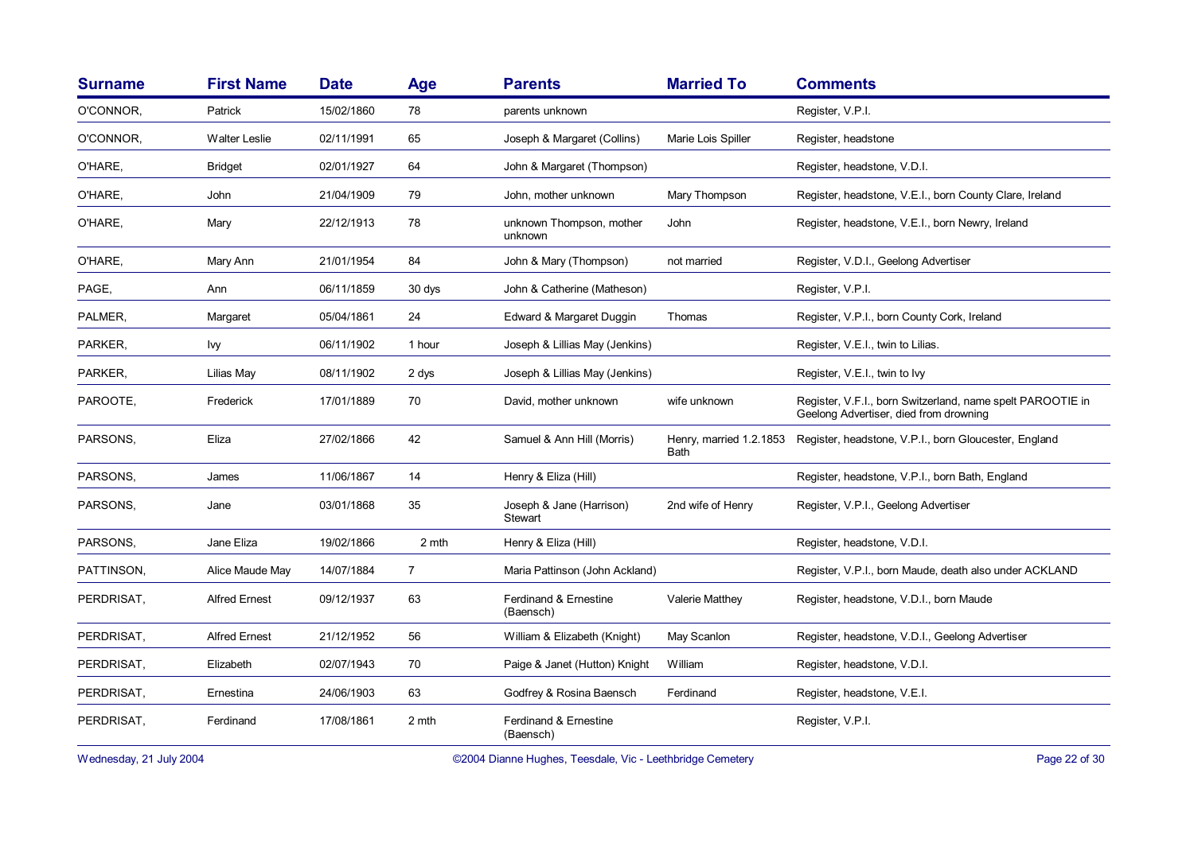| Surname | First Name | Date | Age | Parents | Married To | Comments |
|---|---|---|---|---|---|---|
| O'CONNOR, | Patrick | 15/02/1860 | 78 | parents unknown | | Register, V.P.I. |
| O'CONNOR, | Walter Leslie | 02/11/1991 | 65 | Joseph & Margaret (Collins) | Marie Lois Spiller | Register, headstone |
| O'HARE, | Bridget | 02/01/1927 | 64 | John & Margaret (Thompson) | | Register, headstone, V.D.I. |
| O'HARE, | John | 21/04/1909 | 79 | John, mother unknown | Mary Thompson | Register, headstone, V.E.I., born County Clare, Ireland |
| O'HARE, | Mary | 22/12/1913 | 78 | unknown Thompson, mother unknown | John | Register, headstone, V.E.I., born Newry, Ireland |
| O'HARE, | Mary Ann | 21/01/1954 | 84 | John & Mary (Thompson) | not married | Register, V.D.I., Geelong Advertiser |
| PAGE, | Ann | 06/11/1859 | 30 dys | John & Catherine (Matheson) | | Register, V.P.I. |
| PALMER, | Margaret | 05/04/1861 | 24 | Edward & Margaret Duggin | Thomas | Register, V.P.I., born County Cork, Ireland |
| PARKER, | Ivy | 06/11/1902 | 1 hour | Joseph & Lillias May (Jenkins) | | Register, V.E.I., twin to Lilias. |
| PARKER, | Lilias May | 08/11/1902 | 2 dys | Joseph & Lillias May (Jenkins) | | Register, V.E.I., twin to Ivy |
| PAROOTE, | Frederick | 17/01/1889 | 70 | David, mother unknown | wife unknown | Register, V.F.I., born Switzerland, name spelt PAROOTIE in Geelong Advertiser, died from drowning |
| PARSONS, | Eliza | 27/02/1866 | 42 | Samuel & Ann Hill (Morris) | Henry, married 1.2.1853 Bath | Register, headstone, V.P.I., born Gloucester, England |
| PARSONS, | James | 11/06/1867 | 14 | Henry & Eliza (Hill) | | Register, headstone, V.P.I., born Bath, England |
| PARSONS, | Jane | 03/01/1868 | 35 | Joseph & Jane (Harrison) Stewart | 2nd wife of Henry | Register, V.P.I., Geelong Advertiser |
| PARSONS, | Jane Eliza | 19/02/1866 | 2 mth | Henry & Eliza (Hill) | | Register, headstone, V.D.I. |
| PATTINSON, | Alice Maude May | 14/07/1884 | 7 | Maria Pattinson (John Ackland) | | Register, V.P.I., born Maude, death also under ACKLAND |
| PERDRISAT, | Alfred Ernest | 09/12/1937 | 63 | Ferdinand & Ernestine (Baensch) | Valerie Matthey | Register, headstone, V.D.I., born Maude |
| PERDRISAT, | Alfred Ernest | 21/12/1952 | 56 | William & Elizabeth (Knight) | May Scanlon | Register, headstone, V.D.I., Geelong Advertiser |
| PERDRISAT, | Elizabeth | 02/07/1943 | 70 | Paige & Janet (Hutton) Knight | William | Register, headstone, V.D.I. |
| PERDRISAT, | Ernestina | 24/06/1903 | 63 | Godfrey & Rosina Baensch | Ferdinand | Register, headstone, V.E.I. |
| PERDRISAT, | Ferdinand | 17/08/1861 | 2 mth | Ferdinand & Ernestine (Baensch) | | Register, V.P.I. |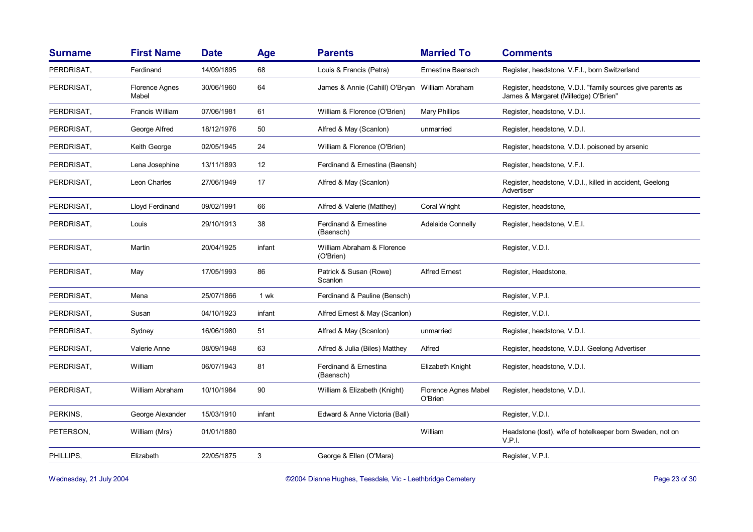| Surname | First Name | Date | Age | Parents | Married To | Comments |
|---|---|---|---|---|---|---|
| PERDRISAT, | Ferdinand | 14/09/1895 | 68 | Louis & Francis (Petra) | Ernestina Baensch | Register, headstone, V.F.I., born Switzerland |
| PERDRISAT, | Florence Agnes Mabel | 30/06/1960 | 64 | James & Annie (Cahill) O'Bryan | William Abraham | Register, headstone, V.D.I. "family sources give parents as James & Margaret (Milledge) O'Brien" |
| PERDRISAT, | Francis William | 07/06/1981 | 61 | William & Florence (O'Brien) | Mary Phillips | Register, headstone, V.D.I. |
| PERDRISAT, | George Alfred | 18/12/1976 | 50 | Alfred & May (Scanlon) | unmarried | Register, headstone, V.D.I. |
| PERDRISAT, | Keith George | 02/05/1945 | 24 | William & Florence (O'Brien) | | Register, headstone, V.D.I. poisoned by arsenic |
| PERDRISAT, | Lena Josephine | 13/11/1893 | 12 | Ferdinand & Ernestina (Baensh) | | Register, headstone, V.F.I. |
| PERDRISAT, | Leon Charles | 27/06/1949 | 17 | Alfred & May (Scanlon) | | Register, headstone, V.D.I., killed in accident, Geelong Advertiser |
| PERDRISAT, | Lloyd Ferdinand | 09/02/1991 | 66 | Alfred & Valerie (Matthey) | Coral Wright | Register, headstone, |
| PERDRISAT, | Louis | 29/10/1913 | 38 | Ferdinand & Ernestine (Baensch) | Adelaide Connelly | Register, headstone, V.E.I. |
| PERDRISAT, | Martin | 20/04/1925 | infant | William Abraham & Florence (O'Brien) | | Register, V.D.I. |
| PERDRISAT, | May | 17/05/1993 | 86 | Patrick & Susan (Rowe) Scanlon | Alfred Ernest | Register, Headstone, |
| PERDRISAT, | Mena | 25/07/1866 | 1 wk | Ferdinand & Pauline (Bensch) | | Register, V.P.I. |
| PERDRISAT, | Susan | 04/10/1923 | infant | Alfred Ernest & May (Scanlon) | | Register, V.D.I. |
| PERDRISAT, | Sydney | 16/06/1980 | 51 | Alfred & May (Scanlon) | unmarried | Register, headstone, V.D.I. |
| PERDRISAT, | Valerie Anne | 08/09/1948 | 63 | Alfred & Julia (Biles) Matthey | Alfred | Register, headstone, V.D.I. Geelong Advertiser |
| PERDRISAT, | William | 06/07/1943 | 81 | Ferdinand & Ernestina (Baensch) | Elizabeth Knight | Register, headstone, V.D.I. |
| PERDRISAT, | William Abraham | 10/10/1984 | 90 | William & Elizabeth (Knight) | Florence Agnes Mabel O'Brien | Register, headstone, V.D.I. |
| PERKINS, | George Alexander | 15/03/1910 | infant | Edward & Anne Victoria (Ball) | | Register, V.D.I. |
| PETERSON, | William (Mrs) | 01/01/1880 | | | William | Headstone (lost), wife of hotelkeeper born Sweden, not on V.P.I. |
| PHILLIPS, | Elizabeth | 22/05/1875 | 3 | George & Ellen (O'Mara) | | Register, V.P.I. |

Wednesday, 21 July 2004 ©2004 Dianne Hughes, Teesdale, Vic - Leethbridge Cemetery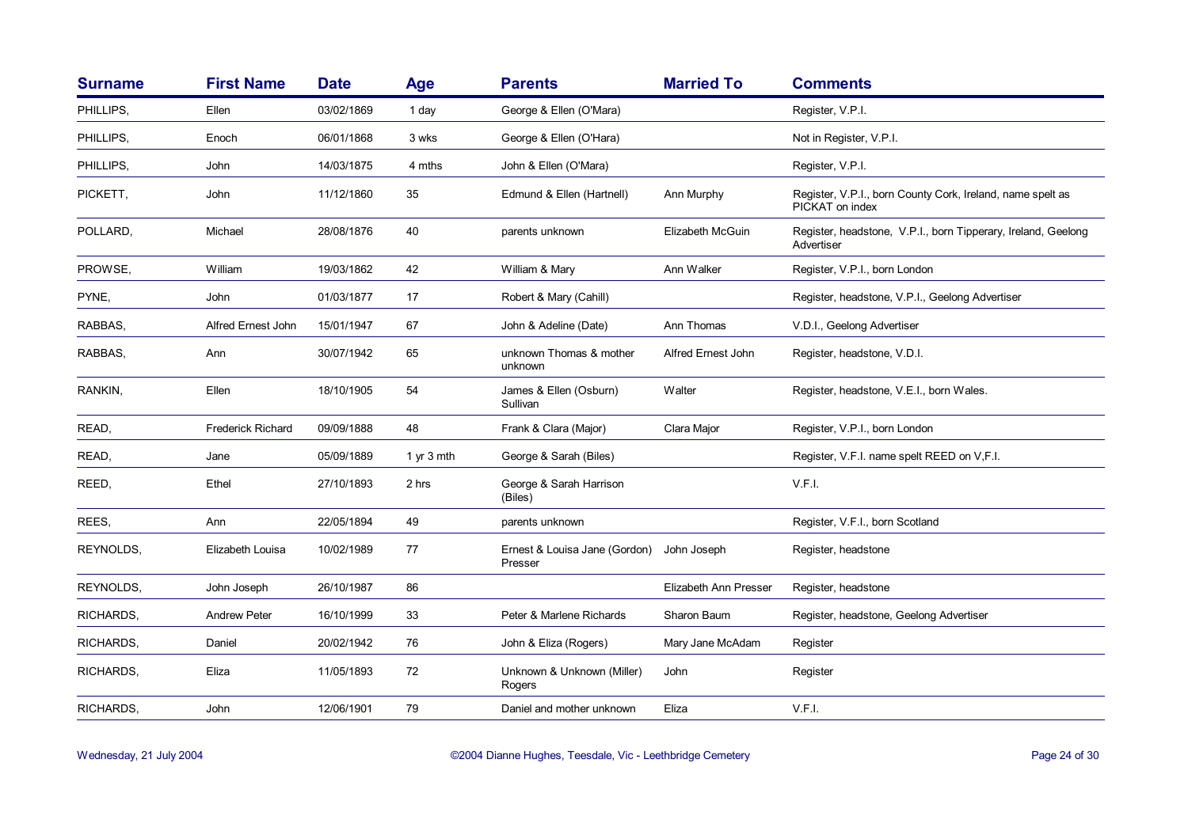| Surname | First Name | Date | Age | Parents | Married To | Comments |
|---|---|---|---|---|---|---|
| PHILLIPS, | Ellen | 03/02/1869 | 1 day | George & Ellen (O'Mara) | | Register, V.P.I. |
| PHILLIPS, | Enoch | 06/01/1868 | 3 wks | George & Ellen (O'Hara) | | Not in Register, V.P.I. |
| PHILLIPS, | John | 14/03/1875 | 4 mths | John & Ellen (O'Mara) | | Register, V.P.I. |
| PICKETT, | John | 11/12/1860 | 35 | Edmund & Ellen (Hartnell) | Ann Murphy | Register, V.P.I., born County Cork, Ireland, name spelt as PICKAT on index |
| POLLARD, | Michael | 28/08/1876 | 40 | parents unknown | Elizabeth McGuin | Register, headstone, V.P.I., born Tipperary, Ireland, Geelong Advertiser |
| PROWSE, | William | 19/03/1862 | 42 | William & Mary | Ann Walker | Register, V.P.I., born London |
| PYNE, | John | 01/03/1877 | 17 | Robert & Mary (Cahill) | | Register, headstone, V.P.I., Geelong Advertiser |
| RABBAS, | Alfred Ernest John | 15/01/1947 | 67 | John & Adeline (Date) | Ann Thomas | V.D.I., Geelong Advertiser |
| RABBAS, | Ann | 30/07/1942 | 65 | unknown Thomas & mother unknown | Alfred Ernest John | Register, headstone, V.D.I. |
| RANKIN, | Ellen | 18/10/1905 | 54 | James & Ellen (Osburn) Sullivan | Walter | Register, headstone, V.E.I., born Wales. |
| READ, | Frederick Richard | 09/09/1888 | 48 | Frank & Clara (Major) | Clara Major | Register, V.P.I., born London |
| READ, | Jane | 05/09/1889 | 1 yr 3 mth | George & Sarah (Biles) | | Register, V.F.I. name spelt REED on V,F.I. |
| REED, | Ethel | 27/10/1893 | 2 hrs | George & Sarah Harrison (Biles) | | V.F.I. |
| REES, | Ann | 22/05/1894 | 49 | parents unknown | | Register, V.F.I., born Scotland |
| REYNOLDS, | Elizabeth Louisa | 10/02/1989 | 77 | Ernest & Louisa Jane (Gordon) Presser | John Joseph | Register, headstone |
| REYNOLDS, | John Joseph | 26/10/1987 | 86 | | Elizabeth Ann Presser | Register, headstone |
| RICHARDS, | Andrew Peter | 16/10/1999 | 33 | Peter & Marlene Richards | Sharon Baum | Register, headstone, Geelong Advertiser |
| RICHARDS, | Daniel | 20/02/1942 | 76 | John & Eliza (Rogers) | Mary Jane McAdam | Register |
| RICHARDS, | Eliza | 11/05/1893 | 72 | Unknown & Unknown (Miller) Rogers | John | Register |
| RICHARDS, | John | 12/06/1901 | 79 | Daniel and mother unknown | Eliza | V.F.I. |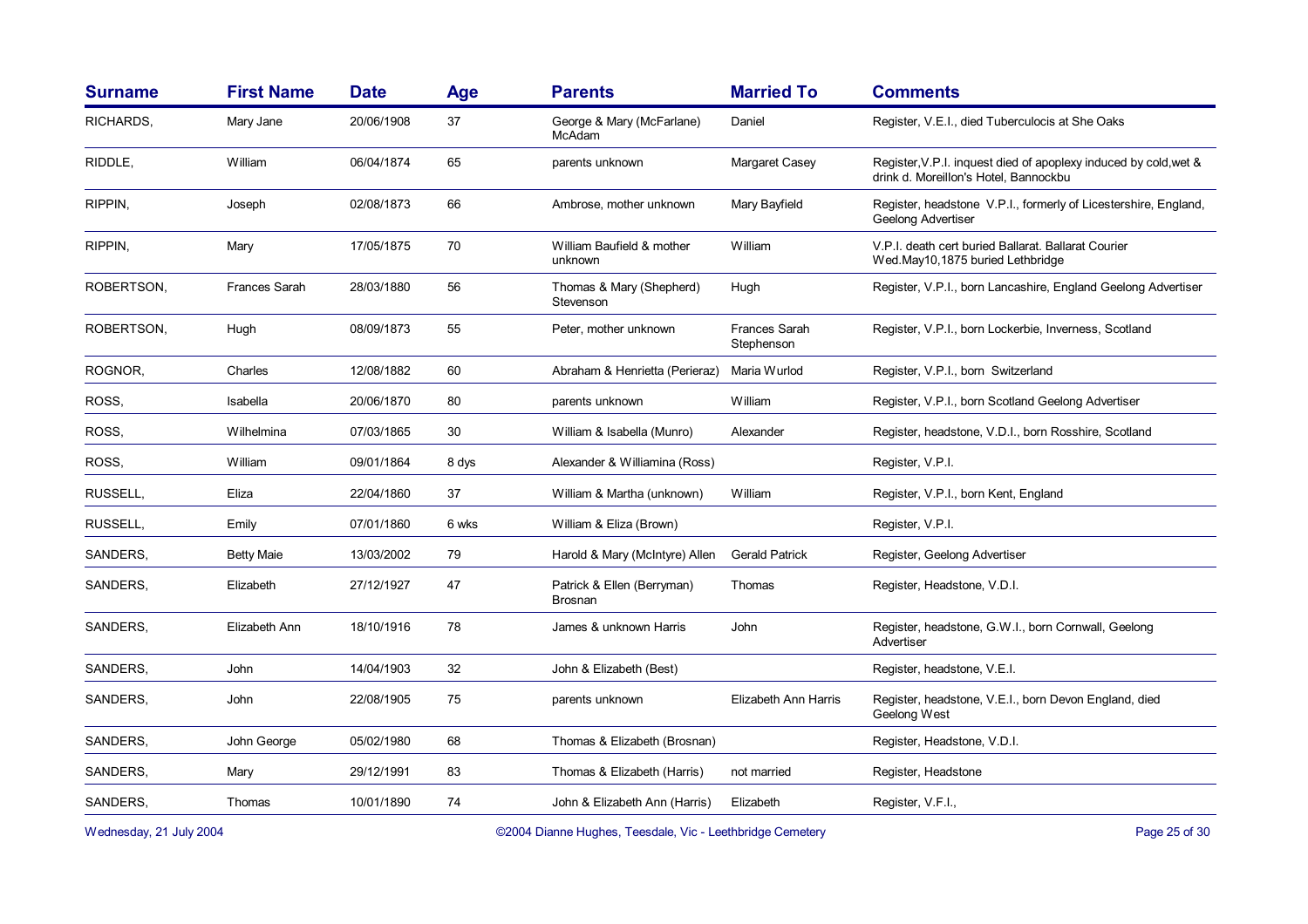| Surname | First Name | Date | Age | Parents | Married To | Comments |
|---|---|---|---|---|---|---|
| RICHARDS, | Mary Jane | 20/06/1908 | 37 | George & Mary (McFarlane) McAdam | Daniel | Register, V.E.I., died Tuberculocis at She Oaks |
| RIDDLE, | William | 06/04/1874 | 65 | parents unknown | Margaret Casey | Register,V.P.I. inquest died of apoplexy induced by cold,wet & drink d. Moreillon's Hotel, Bannockbu |
| RIPPIN, | Joseph | 02/08/1873 | 66 | Ambrose, mother unknown | Mary Bayfield | Register, headstone V.P.I., formerly of Licestershire, England, Geelong Advertiser |
| RIPPIN, | Mary | 17/05/1875 | 70 | William Baufield & mother unknown | William | V.P.I. death cert buried Ballarat. Ballarat Courier Wed.May10,1875 buried Lethbridge |
| ROBERTSON, | Frances Sarah | 28/03/1880 | 56 | Thomas & Mary (Shepherd) Stevenson | Hugh | Register, V.P.I., born Lancashire, England Geelong Advertiser |
| ROBERTSON, | Hugh | 08/09/1873 | 55 | Peter, mother unknown | Frances Sarah Stephenson | Register, V.P.I., born Lockerbie, Inverness, Scotland |
| ROGNOR, | Charles | 12/08/1882 | 60 | Abraham & Henrietta (Perieraz) | Maria Wurlod | Register, V.P.I., born Switzerland |
| ROSS, | Isabella | 20/06/1870 | 80 | parents unknown | William | Register, V.P.I., born Scotland Geelong Advertiser |
| ROSS, | Wilhelmina | 07/03/1865 | 30 | William & Isabella (Munro) | Alexander | Register, headstone, V.D.I., born Rosshire, Scotland |
| ROSS, | William | 09/01/1864 | 8 dys | Alexander & Williamina (Ross) | | Register, V.P.I. |
| RUSSELL, | Eliza | 22/04/1860 | 37 | William & Martha (unknown) | William | Register, V.P.I., born Kent, England |
| RUSSELL, | Emily | 07/01/1860 | 6 wks | William & Eliza (Brown) | | Register, V.P.I. |
| SANDERS, | Betty Maie | 13/03/2002 | 79 | Harold & Mary (McIntyre) Allen | Gerald Patrick | Register, Geelong Advertiser |
| SANDERS, | Elizabeth | 27/12/1927 | 47 | Patrick & Ellen (Berryman) Brosnan | Thomas | Register, Headstone, V.D.I. |
| SANDERS, | Elizabeth Ann | 18/10/1916 | 78 | James & unknown Harris | John | Register, headstone, G.W.I., born Cornwall, Geelong Advertiser |
| SANDERS, | John | 14/04/1903 | 32 | John & Elizabeth (Best) | | Register, headstone, V.E.I. |
| SANDERS, | John | 22/08/1905 | 75 | parents unknown | Elizabeth Ann Harris | Register, headstone, V.E.I., born Devon England, died Geelong West |
| SANDERS, | John George | 05/02/1980 | 68 | Thomas & Elizabeth (Brosnan) | | Register, Headstone, V.D.I. |
| SANDERS, | Mary | 29/12/1991 | 83 | Thomas & Elizabeth (Harris) | not married | Register, Headstone |
| SANDERS, | Thomas | 10/01/1890 | 74 | John & Elizabeth Ann (Harris) | Elizabeth | Register, V.F.I., |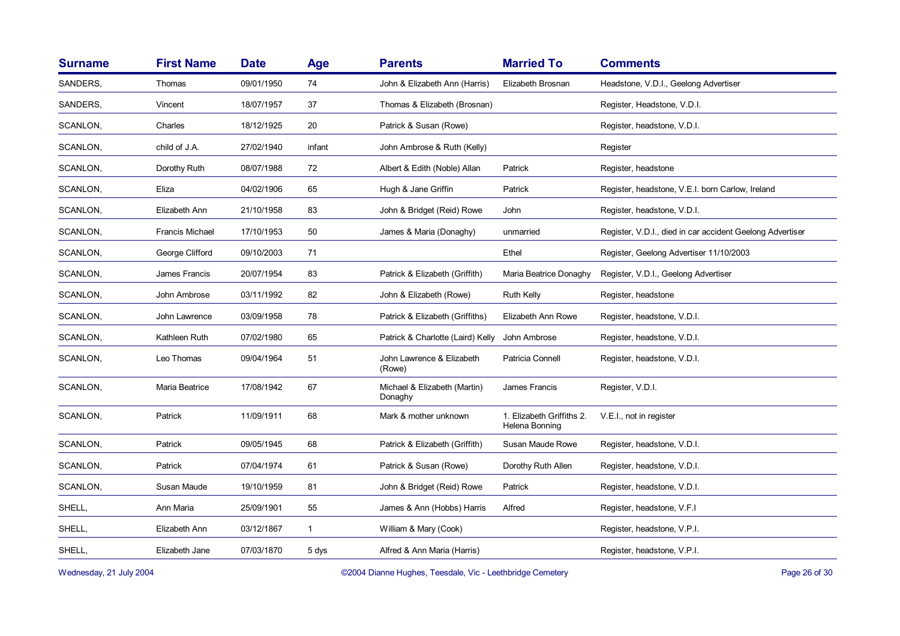| Surname | First Name | Date | Age | Parents | Married To | Comments |
|---|---|---|---|---|---|---|
| SANDERS, | Thomas | 09/01/1950 | 74 | John & Elizabeth Ann (Harris) | Elizabeth Brosnan | Headstone, V.D.I., Geelong Advertiser |
| SANDERS, | Vincent | 18/07/1957 | 37 | Thomas & Elizabeth (Brosnan) | | Register, Headstone, V.D.I. |
| SCANLON, | Charles | 18/12/1925 | 20 | Patrick & Susan (Rowe) | | Register, headstone, V.D.I. |
| SCANLON, | child of J.A. | 27/02/1940 | infant | John Ambrose & Ruth (Kelly) | | Register |
| SCANLON, | Dorothy Ruth | 08/07/1988 | 72 | Albert & Edith (Noble) Allan | Patrick | Register, headstone |
| SCANLON, | Eliza | 04/02/1906 | 65 | Hugh & Jane Griffin | Patrick | Register, headstone, V.E.I. born Carlow, Ireland |
| SCANLON, | Elizabeth Ann | 21/10/1958 | 83 | John & Bridget (Reid) Rowe | John | Register, headstone, V.D.I. |
| SCANLON, | Francis Michael | 17/10/1953 | 50 | James & Maria (Donaghy) | unmarried | Register, V.D.I., died in car accident Geelong Advertiser |
| SCANLON, | George Clifford | 09/10/2003 | 71 | | Ethel | Register, Geelong Advertiser 11/10/2003 |
| SCANLON, | James Francis | 20/07/1954 | 83 | Patrick & Elizabeth (Griffith) | Maria Beatrice Donaghy | Register, V.D.I., Geelong Advertiser |
| SCANLON, | John Ambrose | 03/11/1992 | 82 | John & Elizabeth (Rowe) | Ruth Kelly | Register, headstone |
| SCANLON, | John Lawrence | 03/09/1958 | 78 | Patrick & Elizabeth (Griffiths) | Elizabeth Ann Rowe | Register, headstone, V.D.I. |
| SCANLON, | Kathleen Ruth | 07/02/1980 | 65 | Patrick & Charlotte (Laird) Kelly | John Ambrose | Register, headstone, V.D.I. |
| SCANLON, | Leo Thomas | 09/04/1964 | 51 | John Lawrence & Elizabeth (Rowe) | Patricia Connell | Register, headstone, V.D.I. |
| SCANLON, | Maria Beatrice | 17/08/1942 | 67 | Michael & Elizabeth (Martin) Donaghy | James Francis | Register, V.D.I. |
| SCANLON, | Patrick | 11/09/1911 | 68 | Mark & mother unknown | 1. Elizabeth Griffiths 2. Helena Bonning | V.E.I., not in register |
| SCANLON, | Patrick | 09/05/1945 | 68 | Patrick & Elizabeth (Griffith) | Susan Maude Rowe | Register, headstone, V.D.I. |
| SCANLON, | Patrick | 07/04/1974 | 61 | Patrick & Susan (Rowe) | Dorothy Ruth Allen | Register, headstone, V.D.I. |
| SCANLON, | Susan Maude | 19/10/1959 | 81 | John & Bridget (Reid) Rowe | Patrick | Register, headstone, V.D.I. |
| SHELL, | Ann Maria | 25/09/1901 | 55 | James & Ann (Hobbs) Harris | Alfred | Register, headstone, V.F.I |
| SHELL, | Elizabeth Ann | 03/12/1867 | 1 | William & Mary (Cook) | | Register, headstone, V.P.I. |
| SHELL, | Elizabeth Jane | 07/03/1870 | 5 dys | Alfred & Ann Maria (Harris) | | Register, headstone, V.P.I. |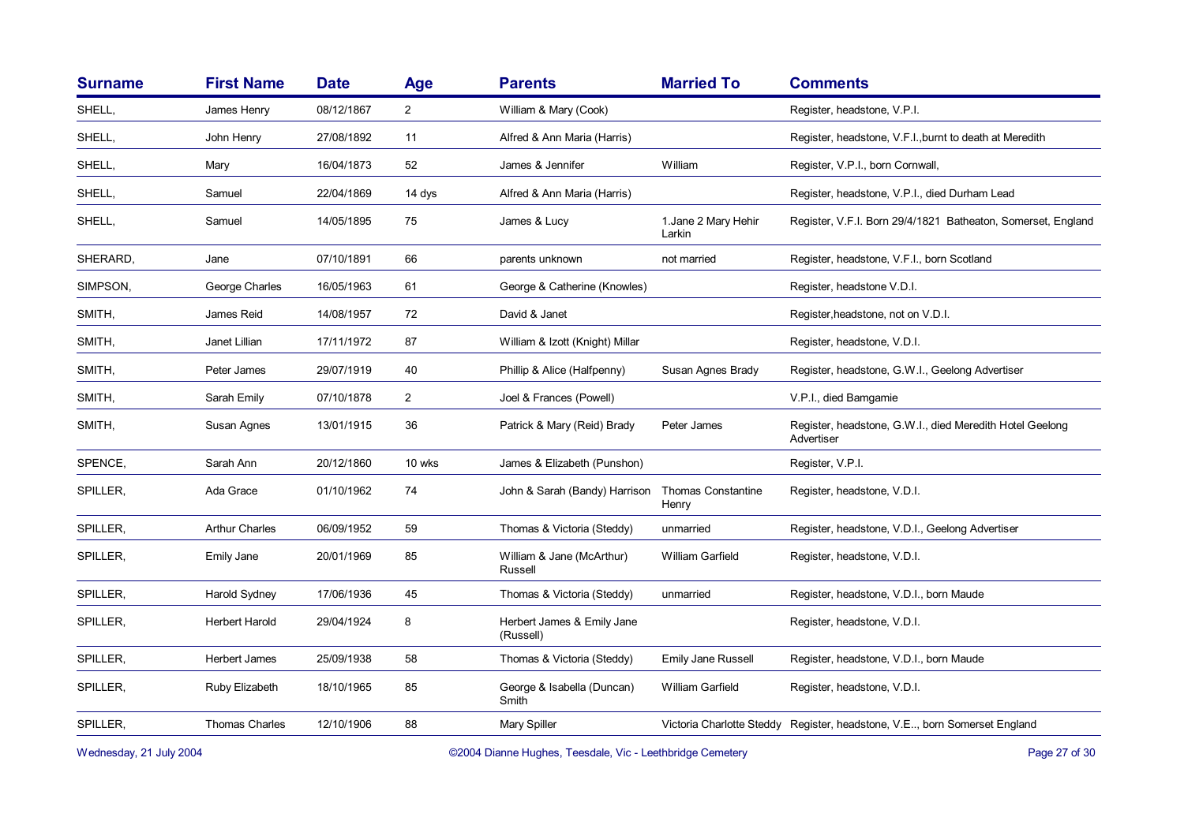| Surname | First Name | Date | Age | Parents | Married To | Comments |
| --- | --- | --- | --- | --- | --- | --- |
| SHELL, | James Henry | 08/12/1867 | 2 | William & Mary (Cook) | | Register, headstone, V.P.I. |
| SHELL, | John Henry | 27/08/1892 | 11 | Alfred & Ann Maria (Harris) | | Register, headstone, V.F.I.,burnt to death at Meredith |
| SHELL, | Mary | 16/04/1873 | 52 | James & Jennifer | William | Register, V.P.I., born Cornwall, |
| SHELL, | Samuel | 22/04/1869 | 14 dys | Alfred & Ann Maria (Harris) | | Register, headstone, V.P.I., died Durham Lead |
| SHELL, | Samuel | 14/05/1895 | 75 | James & Lucy | 1.Jane 2 Mary Hehir Larkin | Register, V.F.I. Born 29/4/1821 Batheaton, Somerset, England |
| SHERARD, | Jane | 07/10/1891 | 66 | parents unknown | not married | Register, headstone, V.F.I., born Scotland |
| SIMPSON, | George Charles | 16/05/1963 | 61 | George & Catherine (Knowles) | | Register, headstone V.D.I. |
| SMITH, | James Reid | 14/08/1957 | 72 | David & Janet | | Register,headstone, not on V.D.I. |
| SMITH, | Janet Lillian | 17/11/1972 | 87 | William & Izott (Knight) Millar | | Register, headstone, V.D.I. |
| SMITH, | Peter James | 29/07/1919 | 40 | Phillip & Alice (Halfpenny) | Susan Agnes Brady | Register, headstone, G.W.I., Geelong Advertiser |
| SMITH, | Sarah Emily | 07/10/1878 | 2 | Joel & Frances (Powell) | | V.P.I., died Bamgamie |
| SMITH, | Susan Agnes | 13/01/1915 | 36 | Patrick & Mary (Reid) Brady | Peter James | Register, headstone, G.W.I., died Meredith Hotel Geelong Advertiser |
| SPENCE, | Sarah Ann | 20/12/1860 | 10 wks | James & Elizabeth (Punshon) | | Register, V.P.I. |
| SPILLER, | Ada Grace | 01/10/1962 | 74 | John & Sarah (Bandy) Harrison | Thomas Constantine Henry | Register, headstone, V.D.I. |
| SPILLER, | Arthur Charles | 06/09/1952 | 59 | Thomas & Victoria (Steddy) | unmarried | Register, headstone, V.D.I., Geelong Advertiser |
| SPILLER, | Emily Jane | 20/01/1969 | 85 | William & Jane (McArthur) Russell | William Garfield | Register, headstone, V.D.I. |
| SPILLER, | Harold Sydney | 17/06/1936 | 45 | Thomas & Victoria (Steddy) | unmarried | Register, headstone, V.D.I., born Maude |
| SPILLER, | Herbert Harold | 29/04/1924 | 8 | Herbert James & Emily Jane (Russell) | | Register, headstone, V.D.I. |
| SPILLER, | Herbert James | 25/09/1938 | 58 | Thomas & Victoria (Steddy) | Emily Jane Russell | Register, headstone, V.D.I., born Maude |
| SPILLER, | Ruby Elizabeth | 18/10/1965 | 85 | George & Isabella (Duncan) Smith | William Garfield | Register, headstone, V.D.I. |
| SPILLER, | Thomas Charles | 12/10/1906 | 88 | Mary Spiller | Victoria Charlotte Steddy | Register, headstone, V.E.., born Somerset England |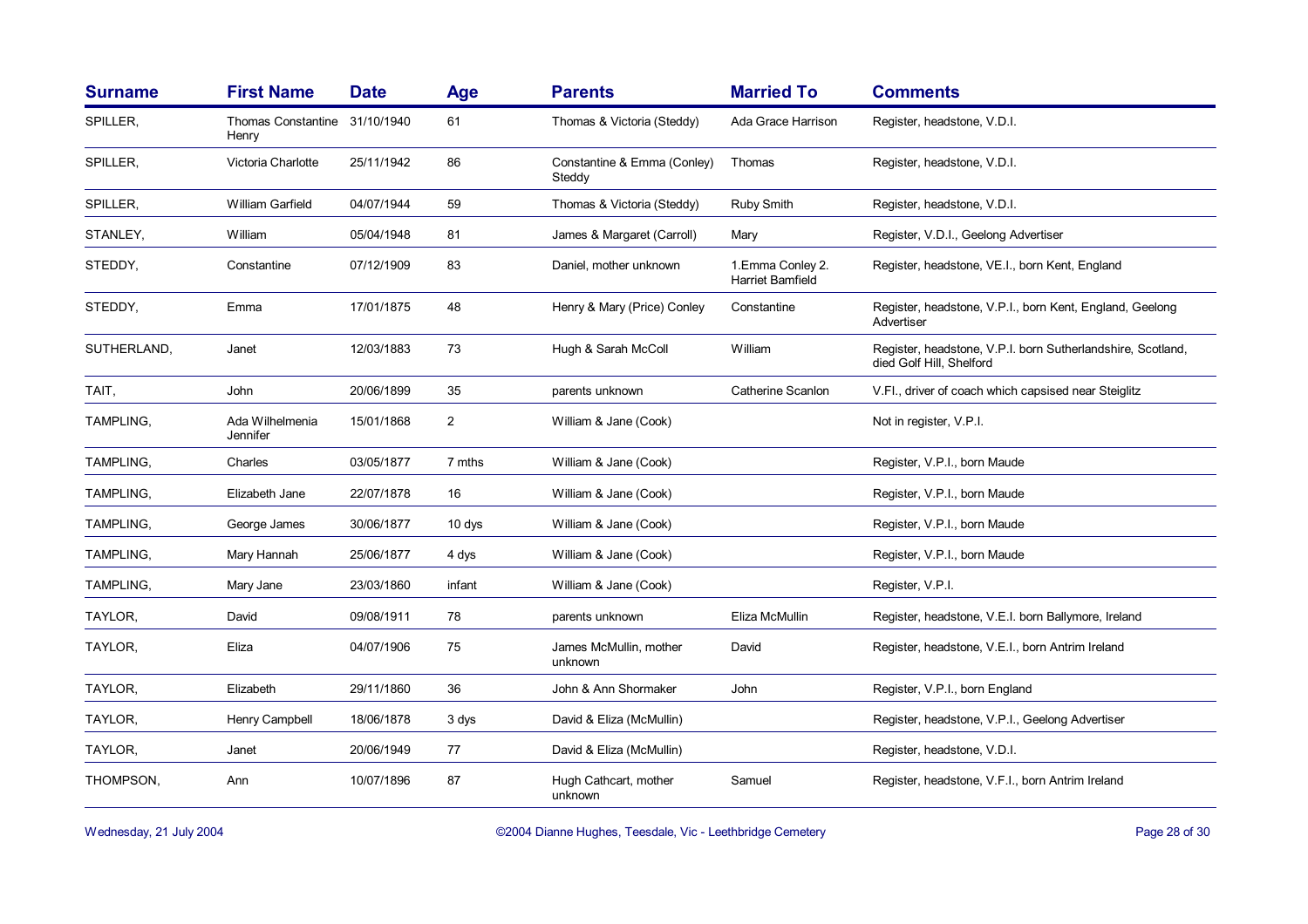| Surname | First Name | Date | Age | Parents | Married To | Comments |
|---|---|---|---|---|---|---|
| SPILLER, | Thomas Constantine Henry | 31/10/1940 | 61 | Thomas & Victoria (Steddy) | Ada Grace Harrison | Register, headstone, V.D.I. |
| SPILLER, | Victoria Charlotte | 25/11/1942 | 86 | Constantine & Emma (Conley) Steddy | Thomas | Register, headstone, V.D.I. |
| SPILLER, | William Garfield | 04/07/1944 | 59 | Thomas & Victoria (Steddy) | Ruby Smith | Register, headstone, V.D.I. |
| STANLEY, | William | 05/04/1948 | 81 | James & Margaret (Carroll) | Mary | Register, V.D.I., Geelong Advertiser |
| STEDDY, | Constantine | 07/12/1909 | 83 | Daniel, mother unknown | 1.Emma Conley 2. Harriet Bamfield | Register, headstone, VE.I., born Kent, England |
| STEDDY, | Emma | 17/01/1875 | 48 | Henry & Mary (Price) Conley | Constantine | Register, headstone, V.P.I., born Kent, England, Geelong Advertiser |
| SUTHERLAND, | Janet | 12/03/1883 | 73 | Hugh & Sarah McColl | William | Register, headstone, V.P.I. born Sutherlandshire, Scotland, died Golf Hill, Shelford |
| TAIT, | John | 20/06/1899 | 35 | parents unknown | Catherine Scanlon | V.FI., driver of coach which capsised near Steiglitz |
| TAMPLING, | Ada Wilhelmenia Jennifer | 15/01/1868 | 2 | William & Jane (Cook) | | Not in register, V.P.I. |
| TAMPLING, | Charles | 03/05/1877 | 7 mths | William & Jane (Cook) | | Register, V.P.I., born Maude |
| TAMPLING, | Elizabeth Jane | 22/07/1878 | 16 | William & Jane (Cook) | | Register, V.P.I., born Maude |
| TAMPLING, | George James | 30/06/1877 | 10 dys | William & Jane (Cook) | | Register, V.P.I., born Maude |
| TAMPLING, | Mary Hannah | 25/06/1877 | 4 dys | William & Jane (Cook) | | Register, V.P.I., born Maude |
| TAMPLING, | Mary Jane | 23/03/1860 | infant | William & Jane (Cook) | | Register, V.P.I. |
| TAYLOR, | David | 09/08/1911 | 78 | parents unknown | Eliza McMullin | Register, headstone, V.E.I. born Ballymore, Ireland |
| TAYLOR, | Eliza | 04/07/1906 | 75 | James McMullin, mother unknown | David | Register, headstone, V.E.I., born Antrim Ireland |
| TAYLOR, | Elizabeth | 29/11/1860 | 36 | John & Ann Shormaker | John | Register, V.P.I., born England |
| TAYLOR, | Henry Campbell | 18/06/1878 | 3 dys | David & Eliza (McMullin) | | Register, headstone, V.P.I., Geelong Advertiser |
| TAYLOR, | Janet | 20/06/1949 | 77 | David & Eliza (McMullin) | | Register, headstone, V.D.I. |
| THOMPSON, | Ann | 10/07/1896 | 87 | Hugh Cathcart, mother unknown | Samuel | Register, headstone, V.F.I., born Antrim Ireland |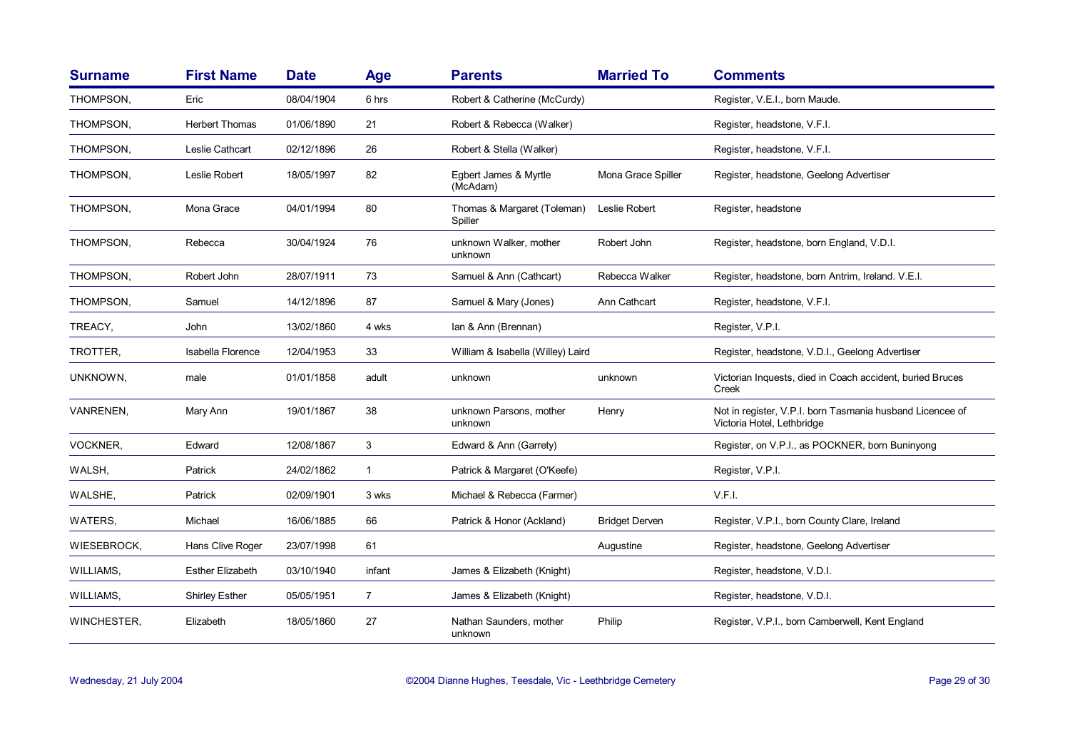| Surname | First Name | Date | Age | Parents | Married To | Comments |
| --- | --- | --- | --- | --- | --- | --- |
| THOMPSON, | Eric | 08/04/1904 | 6 hrs | Robert & Catherine (McCurdy) | | Register, V.E.I., born Maude. |
| THOMPSON, | Herbert Thomas | 01/06/1890 | 21 | Robert & Rebecca (Walker) | | Register, headstone, V.F.I. |
| THOMPSON, | Leslie Cathcart | 02/12/1896 | 26 | Robert & Stella (Walker) | | Register, headstone, V.F.I. |
| THOMPSON, | Leslie Robert | 18/05/1997 | 82 | Egbert James & Myrtle (McAdam) | Mona Grace Spiller | Register, headstone, Geelong Advertiser |
| THOMPSON, | Mona Grace | 04/01/1994 | 80 | Thomas & Margaret (Toleman) Spiller | Leslie Robert | Register, headstone |
| THOMPSON, | Rebecca | 30/04/1924 | 76 | unknown Walker, mother unknown | Robert John | Register, headstone, born England, V.D.I. |
| THOMPSON, | Robert John | 28/07/1911 | 73 | Samuel & Ann (Cathcart) | Rebecca Walker | Register, headstone, born Antrim, Ireland. V.E.I. |
| THOMPSON, | Samuel | 14/12/1896 | 87 | Samuel & Mary (Jones) | Ann Cathcart | Register, headstone, V.F.I. |
| TREACY, | John | 13/02/1860 | 4 wks | Ian & Ann (Brennan) | | Register, V.P.I. |
| TROTTER, | Isabella Florence | 12/04/1953 | 33 | William & Isabella (Willey) Laird | | Register, headstone, V.D.I., Geelong Advertiser |
| UNKNOWN, | male | 01/01/1858 | adult | unknown | unknown | Victorian Inquests, died in Coach accident, buried Bruces Creek |
| VANRENEN, | Mary Ann | 19/01/1867 | 38 | unknown Parsons, mother unknown | Henry | Not in register, V.P.I. born Tasmania husband Licencee of Victoria Hotel, Lethbridge |
| VOCKNER, | Edward | 12/08/1867 | 3 | Edward & Ann (Garrety) | | Register, on V.P.I., as POCKNER, born Buninyong |
| WALSH, | Patrick | 24/02/1862 | 1 | Patrick & Margaret (O'Keefe) | | Register, V.P.I. |
| WALSHE, | Patrick | 02/09/1901 | 3 wks | Michael & Rebecca (Farmer) | | V.F.I. |
| WATERS, | Michael | 16/06/1885 | 66 | Patrick & Honor (Ackland) | Bridget Derven | Register, V.P.I., born County Clare, Ireland |
| WIESEBROCK, | Hans Clive Roger | 23/07/1998 | 61 | | Augustine | Register, headstone, Geelong Advertiser |
| WILLIAMS, | Esther Elizabeth | 03/10/1940 | infant | James & Elizabeth (Knight) | | Register, headstone, V.D.I. |
| WILLIAMS, | Shirley Esther | 05/05/1951 | 7 | James & Elizabeth (Knight) | | Register, headstone, V.D.I. |
| WINCHESTER, | Elizabeth | 18/05/1860 | 27 | Nathan Saunders, mother unknown | Philip | Register, V.P.I., born Camberwell, Kent England |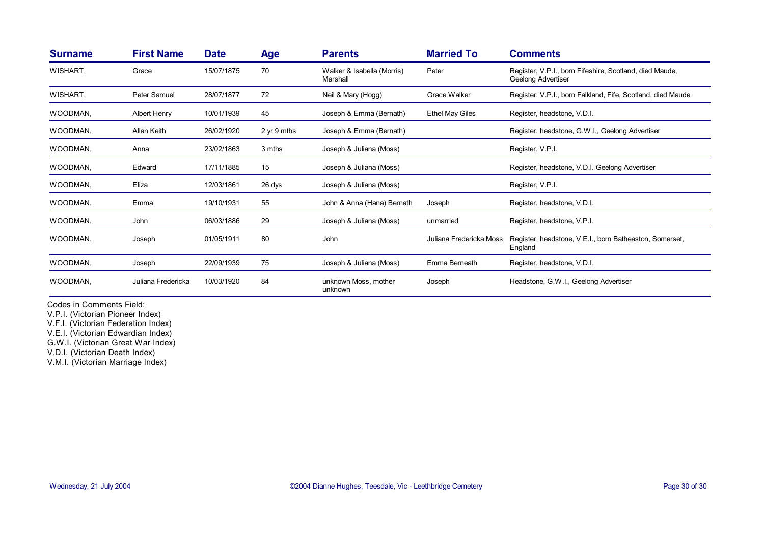| Surname | First Name | Date | Age | Parents | Married To | Comments |
|---|---|---|---|---|---|---|
| WISHART, | Grace | 15/07/1875 | 70 | Walker & Isabella (Morris) Marshall | Peter | Register, V.P.I., born Fifeshire, Scotland, died Maude, Geelong Advertiser |
| WISHART, | Peter Samuel | 28/07/1877 | 72 | Neil & Mary (Hogg) | Grace Walker | Register. V.P.I., born Falkland, Fife, Scotland, died Maude |
| WOODMAN, | Albert Henry | 10/01/1939 | 45 | Joseph & Emma (Bernath) | Ethel May Giles | Register, headstone, V.D.I. |
| WOODMAN, | Allan Keith | 26/02/1920 | 2 yr 9 mths | Joseph & Emma (Bernath) | | Register, headstone, G.W.I., Geelong Advertiser |
| WOODMAN, | Anna | 23/02/1863 | 3 mths | Joseph & Juliana (Moss) | | Register, V.P.I. |
| WOODMAN, | Edward | 17/11/1885 | 15 | Joseph & Juliana (Moss) | | Register, headstone, V.D.I. Geelong Advertiser |
| WOODMAN, | Eliza | 12/03/1861 | 26 dys | Joseph & Juliana (Moss) | | Register, V.P.I. |
| WOODMAN, | Emma | 19/10/1931 | 55 | John & Anna (Hana) Bernath | Joseph | Register, headstone, V.D.I. |
| WOODMAN, | John | 06/03/1886 | 29 | Joseph & Juliana (Moss) | unmarried | Register, headstone, V.P.I. |
| WOODMAN, | Joseph | 01/05/1911 | 80 | John | Juliana Fredericka Moss | Register, headstone, V.E.I., born Batheaston, Somerset, England |
| WOODMAN, | Joseph | 22/09/1939 | 75 | Joseph & Juliana (Moss) | Emma Berneath | Register, headstone, V.D.I. |
| WOODMAN, | Juliana Fredericka | 10/03/1920 | 84 | unknown Moss, mother unknown | Joseph | Headstone, G.W.I., Geelong Advertiser |

Codes in Comments Field:
V.P.I. (Victorian Pioneer Index)
V.F.I. (Victorian Federation Index)
V.E.I. (Victorian Edwardian Index)
G.W.I. (Victorian Great War Index)
V.D.I. (Victorian Death Index)
V.M.I. (Victorian Marriage Index)